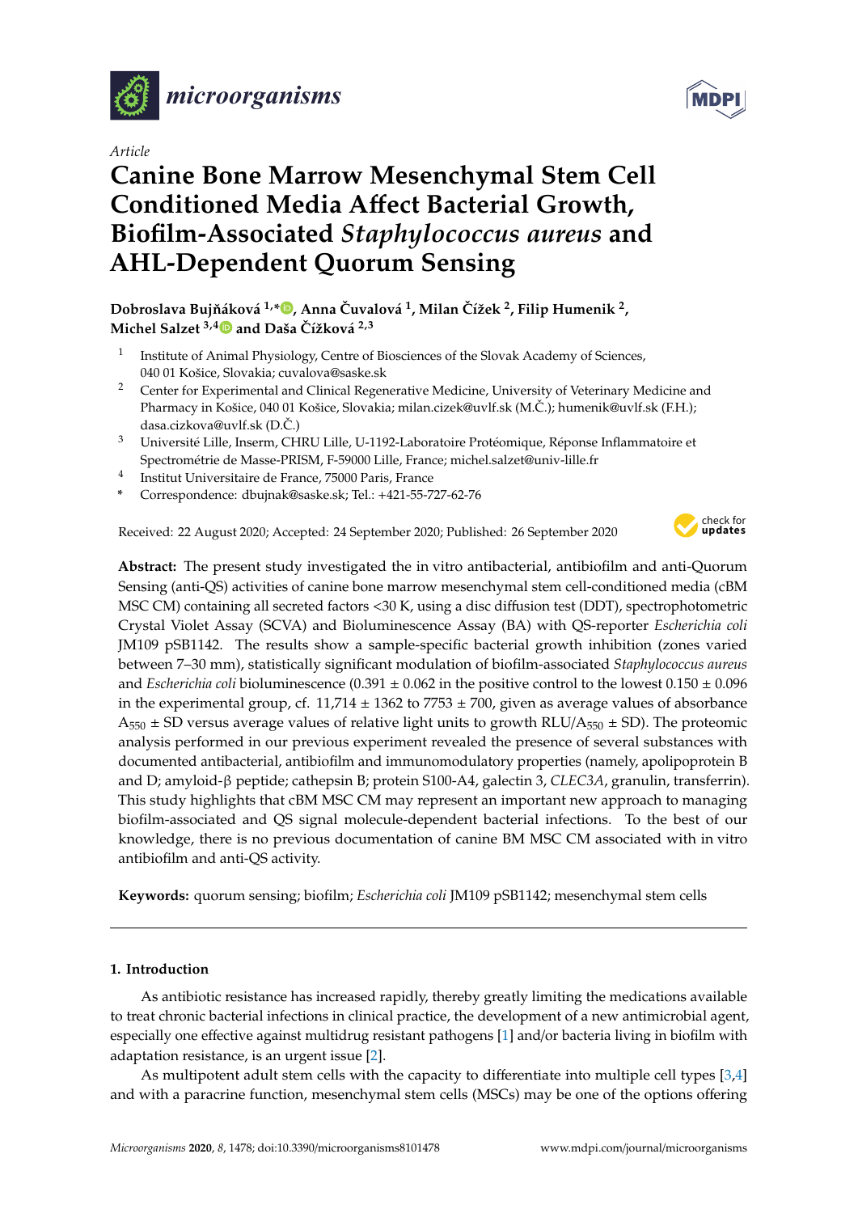*microorganisms*

Article

# Canine Bone Marrow Mesenchymal Stem Cell Conditioned Media Affect Bacterial Growth, Biofilm-Associated *Staphylococcus aureus* and AHL-Dependent Quorum Sensing

**Dobroslava Bujňáková [1,*], Anna Čuvalová [1], Milan Čížek [2], Filip Humenik [2], Michel Salzet [3,4] and Daša Čížková [2,3]**

[1] Institute of Animal Physiology, Centre of Biosciences of the Slovak Academy of Sciences, 040 01 Košice, Slovakia; cuvalova@saske.sk

[2] Center for Experimental and Clinical Regenerative Medicine, University of Veterinary Medicine and Pharmacy in Košice, 040 01 Košice, Slovakia; milan.cizek@uvlf.sk (M.Č.); humenik@uvlf.sk (F.H.); dasa.cizkova@uvlf.sk (D.Č.)

[3] Université Lille, Inserm, CHRU Lille, U-1192-Laboratoire Protéomique, Réponse Inflammatoire et Spectrométrie de Masse-PRISM, F-59000 Lille, France; michel.salzet@univ-lille.fr

[4] Institut Universitaire de France, 75000 Paris, France

\* Correspondence: dbujnak@saske.sk; Tel.: +421-55-727-62-76

Received: 22 August 2020; Accepted: 24 September 2020; Published: 26 September 2020

**Abstract:** The present study investigated the in vitro antibacterial, antibiofilm and anti-Quorum Sensing (anti-QS) activities of canine bone marrow mesenchymal stem cell-conditioned media (cBM MSC CM) containing all secreted factors <30 K, using a disc diffusion test (DDT), spectrophotometric Crystal Violet Assay (SCVA) and Bioluminescence Assay (BA) with QS-reporter *Escherichia coli* JM109 pSB1142. The results show a sample-specific bacterial growth inhibition (zones varied between 7–30 mm), statistically significant modulation of biofilm-associated *Staphylococcus aureus* and *Escherichia coli* bioluminescence (0.391 ± 0.062 in the positive control to the lowest 0.150 ± 0.096 in the experimental group, cf. 11,714 ± 1362 to 7753 ± 700, given as average values of absorbance $A_{550}$ ± SD versus average values of relative light units to growth RLU/$A_{550}$ ± SD). The proteomic analysis performed in our previous experiment revealed the presence of several substances with documented antibacterial, antibiofilm and immunomodulatory properties (namely, apolipoprotein B and D; amyloid-β peptide; cathepsin B; protein S100-A4, galectin 3, *CLEC3A*, granulin, transferrin). This study highlights that cBM MSC CM may represent an important new approach to managing biofilm-associated and QS signal molecule-dependent bacterial infections. To the best of our knowledge, there is no previous documentation of canine BM MSC CM associated with in vitro antibiofilm and anti-QS activity.

**Keywords:** quorum sensing; biofilm; *Escherichia coli* JM109 pSB1142; mesenchymal stem cells

## 1. Introduction

As antibiotic resistance has increased rapidly, thereby greatly limiting the medications available to treat chronic bacterial infections in clinical practice, the development of a new antimicrobial agent, especially one effective against multidrug resistant pathogens [1] and/or bacteria living in biofilm with adaptation resistance, is an urgent issue [2].

As multipotent adult stem cells with the capacity to differentiate into multiple cell types [3,4] and with a paracrine function, mesenchymal stem cells (MSCs) may be one of the options offering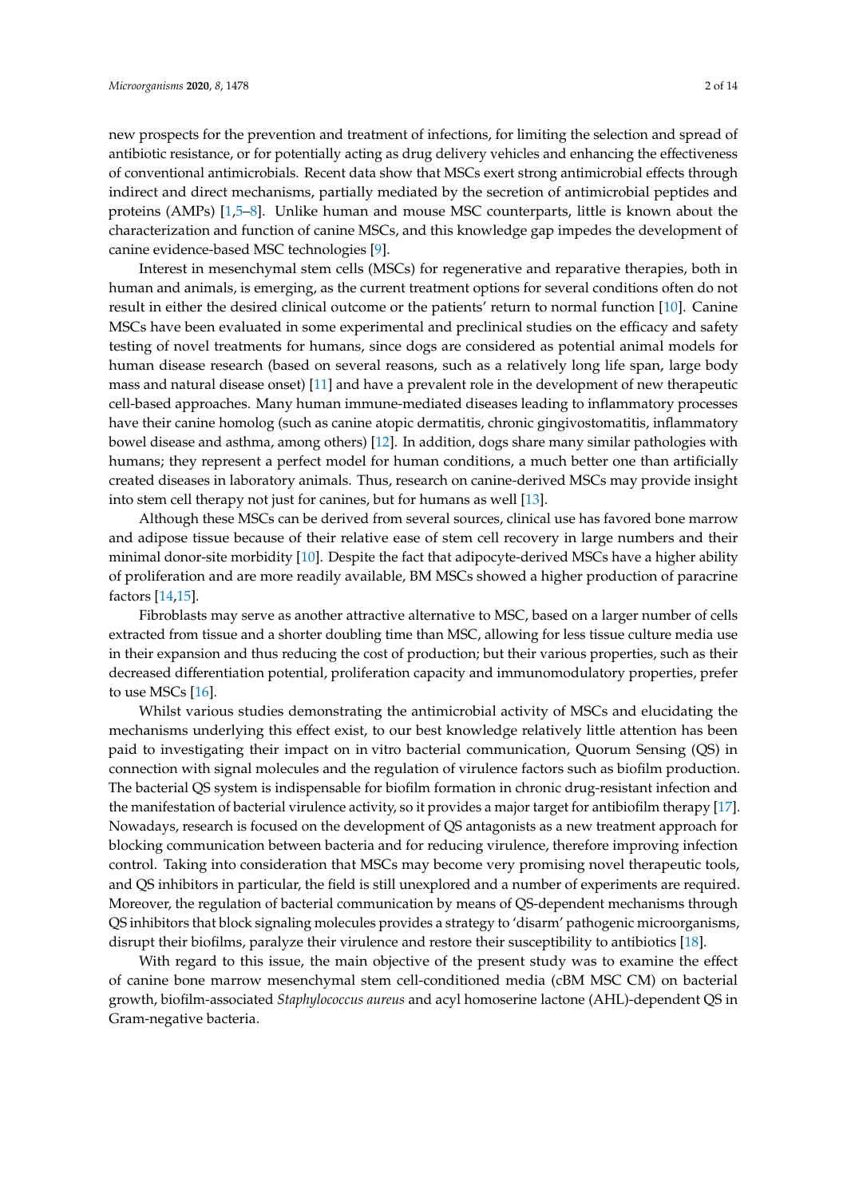new prospects for the prevention and treatment of infections, for limiting the selection and spread of antibiotic resistance, or for potentially acting as drug delivery vehicles and enhancing the effectiveness of conventional antimicrobials. Recent data show that MSCs exert strong antimicrobial effects through indirect and direct mechanisms, partially mediated by the secretion of antimicrobial peptides and proteins (AMPs) [1,5–8]. Unlike human and mouse MSC counterparts, little is known about the characterization and function of canine MSCs, and this knowledge gap impedes the development of canine evidence-based MSC technologies [9].

Interest in mesenchymal stem cells (MSCs) for regenerative and reparative therapies, both in human and animals, is emerging, as the current treatment options for several conditions often do not result in either the desired clinical outcome or the patients' return to normal function [10]. Canine MSCs have been evaluated in some experimental and preclinical studies on the efficacy and safety testing of novel treatments for humans, since dogs are considered as potential animal models for human disease research (based on several reasons, such as a relatively long life span, large body mass and natural disease onset) [11] and have a prevalent role in the development of new therapeutic cell-based approaches. Many human immune-mediated diseases leading to inflammatory processes have their canine homolog (such as canine atopic dermatitis, chronic gingivostomatitis, inflammatory bowel disease and asthma, among others) [12]. In addition, dogs share many similar pathologies with humans; they represent a perfect model for human conditions, a much better one than artificially created diseases in laboratory animals. Thus, research on canine-derived MSCs may provide insight into stem cell therapy not just for canines, but for humans as well [13].

Although these MSCs can be derived from several sources, clinical use has favored bone marrow and adipose tissue because of their relative ease of stem cell recovery in large numbers and their minimal donor-site morbidity [10]. Despite the fact that adipocyte-derived MSCs have a higher ability of proliferation and are more readily available, BM MSCs showed a higher production of paracrine factors [14,15].

Fibroblasts may serve as another attractive alternative to MSC, based on a larger number of cells extracted from tissue and a shorter doubling time than MSC, allowing for less tissue culture media use in their expansion and thus reducing the cost of production; but their various properties, such as their decreased differentiation potential, proliferation capacity and immunomodulatory properties, prefer to use MSCs [16].

Whilst various studies demonstrating the antimicrobial activity of MSCs and elucidating the mechanisms underlying this effect exist, to our best knowledge relatively little attention has been paid to investigating their impact on in vitro bacterial communication, Quorum Sensing (QS) in connection with signal molecules and the regulation of virulence factors such as biofilm production. The bacterial QS system is indispensable for biofilm formation in chronic drug-resistant infection and the manifestation of bacterial virulence activity, so it provides a major target for antibiofilm therapy [17]. Nowadays, research is focused on the development of QS antagonists as a new treatment approach for blocking communication between bacteria and for reducing virulence, therefore improving infection control. Taking into consideration that MSCs may become very promising novel therapeutic tools, and QS inhibitors in particular, the field is still unexplored and a number of experiments are required. Moreover, the regulation of bacterial communication by means of QS-dependent mechanisms through QS inhibitors that block signaling molecules provides a strategy to 'disarm' pathogenic microorganisms, disrupt their biofilms, paralyze their virulence and restore their susceptibility to antibiotics [18].

With regard to this issue, the main objective of the present study was to examine the effect of canine bone marrow mesenchymal stem cell-conditioned media (cBM MSC CM) on bacterial growth, biofilm-associated *Staphylococcus aureus* and acyl homoserine lactone (AHL)-dependent QS in Gram-negative bacteria.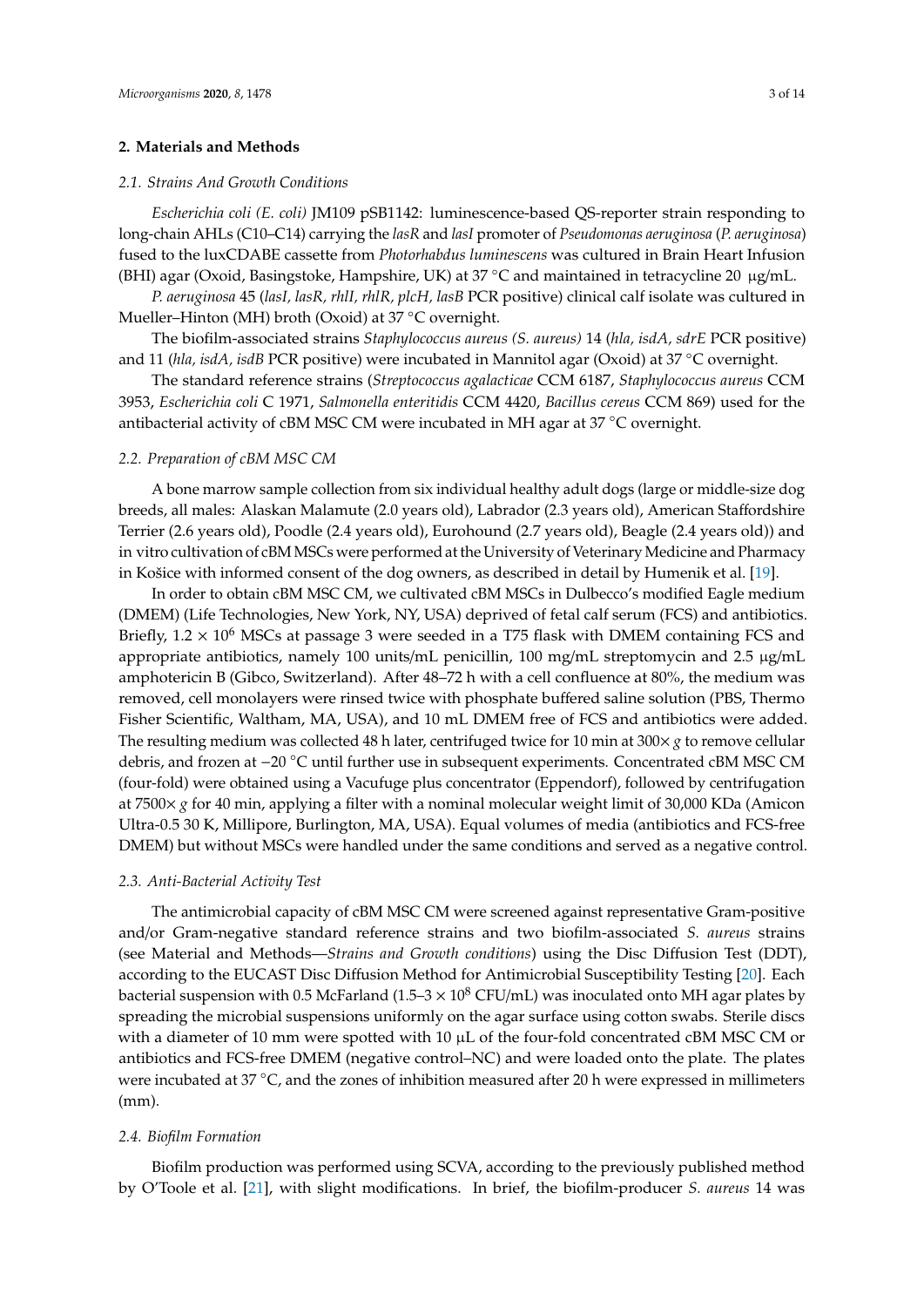## 2. Materials and Methods

### 2.1. Strains And Growth Conditions

*Escherichia coli (E. coli)* JM109 pSB1142: luminescence-based QS-reporter strain responding to long-chain AHLs (C10–C14) carrying the *lasR* and *lasI* promoter of *Pseudomonas aeruginosa* (*P. aeruginosa*) fused to the luxCDABE cassette from *Photorhabdus luminescens* was cultured in Brain Heart Infusion (BHI) agar (Oxoid, Basingstoke, Hampshire, UK) at 37 °C and maintained in tetracycline 20 µg/mL.

*P. aeruginosa* 45 (*lasI, lasR, rhlI, rhlR, plcH, lasB* PCR positive) clinical calf isolate was cultured in Mueller–Hinton (MH) broth (Oxoid) at 37 °C overnight.

The biofilm-associated strains *Staphylococcus aureus (S. aureus)* 14 (*hla, isdA, sdrE* PCR positive) and 11 (*hla, isdA, isdB* PCR positive) were incubated in Mannitol agar (Oxoid) at 37 °C overnight.

The standard reference strains (*Streptococcus agalacticae* CCM 6187, *Staphylococcus aureus* CCM 3953, *Escherichia coli* C 1971, *Salmonella enteritidis* CCM 4420, *Bacillus cereus* CCM 869) used for the antibacterial activity of cBM MSC CM were incubated in MH agar at 37 °C overnight.

### 2.2. Preparation of cBM MSC CM

A bone marrow sample collection from six individual healthy adult dogs (large or middle-size dog breeds, all males: Alaskan Malamute (2.0 years old), Labrador (2.3 years old), American Staffordshire Terrier (2.6 years old), Poodle (2.4 years old), Eurohound (2.7 years old), Beagle (2.4 years old)) and in vitro cultivation of cBM MSCs were performed at the University of Veterinary Medicine and Pharmacy in Košice with informed consent of the dog owners, as described in detail by Humenik et al. [19].

In order to obtain cBM MSC CM, we cultivated cBM MSCs in Dulbecco's modified Eagle medium (DMEM) (Life Technologies, New York, NY, USA) deprived of fetal calf serum (FCS) and antibiotics. Briefly, $1.2 \times 10^6$ MSCs at passage 3 were seeded in a T75 flask with DMEM containing FCS and appropriate antibiotics, namely 100 units/mL penicillin, 100 mg/mL streptomycin and 2.5 µg/mL amphotericin B (Gibco, Switzerland). After 48–72 h with a cell confluence at 80%, the medium was removed, cell monolayers were rinsed twice with phosphate buffered saline solution (PBS, Thermo Fisher Scientific, Waltham, MA, USA), and 10 mL DMEM free of FCS and antibiotics were added. The resulting medium was collected 48 h later, centrifuged twice for 10 min at 300× *g* to remove cellular debris, and frozen at −20 °C until further use in subsequent experiments. Concentrated cBM MSC CM (four-fold) were obtained using a Vacufuge plus concentrator (Eppendorf), followed by centrifugation at 7500× *g* for 40 min, applying a filter with a nominal molecular weight limit of 30,000 KDa (Amicon Ultra-0.5 30 K, Millipore, Burlington, MA, USA). Equal volumes of media (antibiotics and FCS-free DMEM) but without MSCs were handled under the same conditions and served as a negative control.

### 2.3. Anti-Bacterial Activity Test

The antimicrobial capacity of cBM MSC CM were screened against representative Gram-positive and/or Gram-negative standard reference strains and two biofilm-associated *S. aureus* strains (see Material and Methods—*Strains and Growth conditions*) using the Disc Diffusion Test (DDT), according to the EUCAST Disc Diffusion Method for Antimicrobial Susceptibility Testing [20]. Each bacterial suspension with 0.5 McFarland ($1.5$–$3 \times 10^8$ CFU/mL) was inoculated onto MH agar plates by spreading the microbial suspensions uniformly on the agar surface using cotton swabs. Sterile discs with a diameter of 10 mm were spotted with 10 µL of the four-fold concentrated cBM MSC CM or antibiotics and FCS-free DMEM (negative control–NC) and were loaded onto the plate. The plates were incubated at 37 °C, and the zones of inhibition measured after 20 h were expressed in millimeters (mm).

### 2.4. Biofilm Formation

Biofilm production was performed using SCVA, according to the previously published method by O'Toole et al. [21], with slight modifications. In brief, the biofilm-producer *S. aureus* 14 was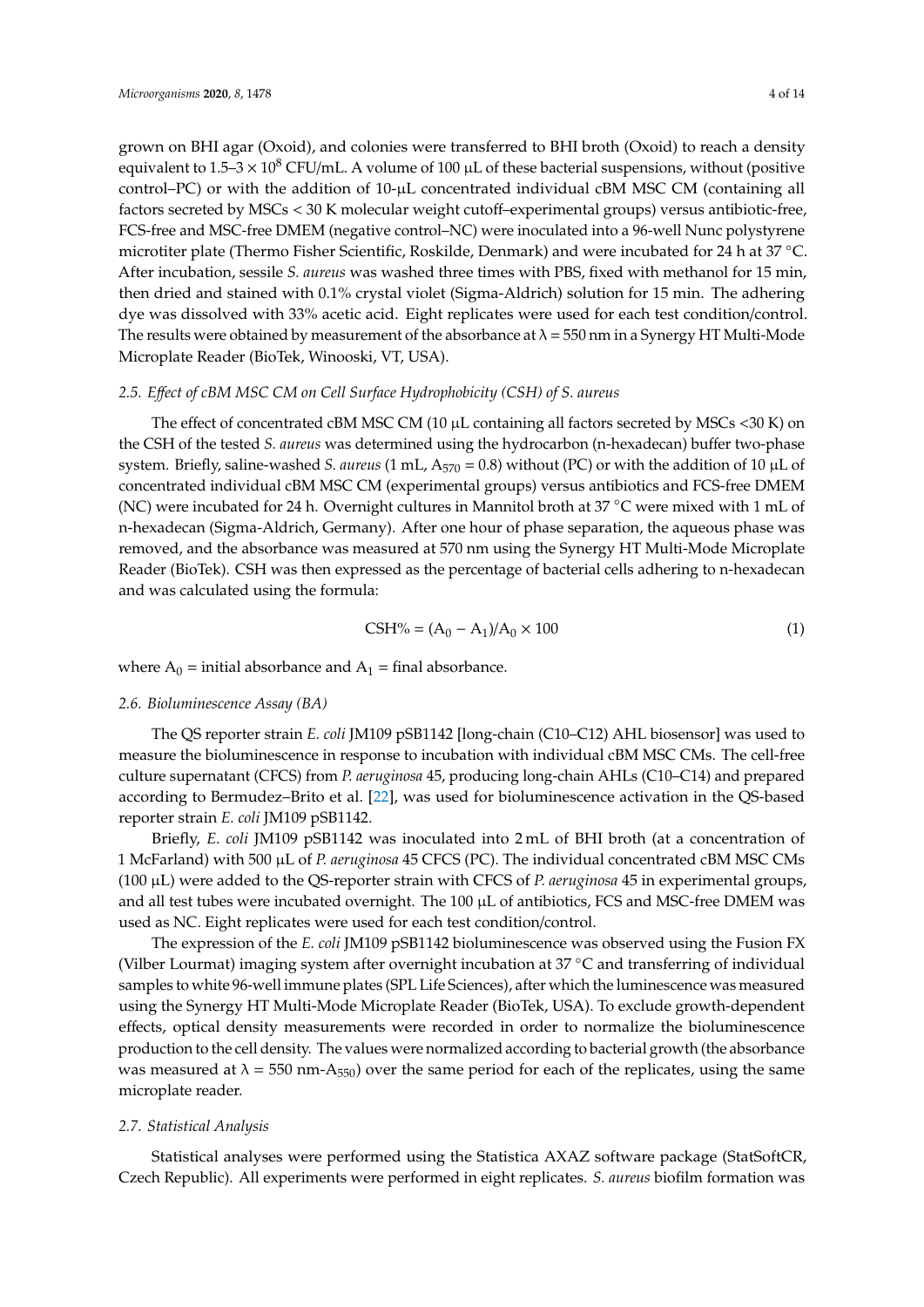grown on BHI agar (Oxoid), and colonies were transferred to BHI broth (Oxoid) to reach a density equivalent to 1.5–3 × $10^8$ CFU/mL. A volume of 100 μL of these bacterial suspensions, without (positive control–PC) or with the addition of 10-μL concentrated individual cBM MSC CM (containing all factors secreted by MSCs < 30 K molecular weight cutoff–experimental groups) versus antibiotic-free, FCS-free and MSC-free DMEM (negative control–NC) were inoculated into a 96-well Nunc polystyrene microtiter plate (Thermo Fisher Scientific, Roskilde, Denmark) and were incubated for 24 h at 37 °C. After incubation, sessile *S. aureus* was washed three times with PBS, fixed with methanol for 15 min, then dried and stained with 0.1% crystal violet (Sigma-Aldrich) solution for 15 min. The adhering dye was dissolved with 33% acetic acid. Eight replicates were used for each test condition/control. The results were obtained by measurement of the absorbance at λ = 550 nm in a Synergy HT Multi-Mode Microplate Reader (BioTek, Winooski, VT, USA).

### 2.5. Effect of cBM MSC CM on Cell Surface Hydrophobicity (CSH) of S. aureus

The effect of concentrated cBM MSC CM (10 μL containing all factors secreted by MSCs <30 K) on the CSH of the tested *S. aureus* was determined using the hydrocarbon (n-hexadecan) buffer two-phase system. Briefly, saline-washed *S. aureus* (1 mL, $A_{570}$ = 0.8) without (PC) or with the addition of 10 μL of concentrated individual cBM MSC CM (experimental groups) versus antibiotics and FCS-free DMEM (NC) were incubated for 24 h. Overnight cultures in Mannitol broth at 37 °C were mixed with 1 mL of n-hexadecan (Sigma-Aldrich, Germany). After one hour of phase separation, the aqueous phase was removed, and the absorbance was measured at 570 nm using the Synergy HT Multi-Mode Microplate Reader (BioTek). CSH was then expressed as the percentage of bacterial cells adhering to n-hexadecan and was calculated using the formula:

$$\mathrm{CSH\%} = (A_0 - A_1)/A_0 \times 100 \quad (1)$$

where $A_0$ = initial absorbance and $A_1$ = final absorbance.

### 2.6. Bioluminescence Assay (BA)

The QS reporter strain *E. coli* JM109 pSB1142 [long-chain (C10–C12) AHL biosensor] was used to measure the bioluminescence in response to incubation with individual cBM MSC CMs. The cell-free culture supernatant (CFCS) from *P. aeruginosa* 45, producing long-chain AHLs (C10–C14) and prepared according to Bermudez–Brito et al. [22], was used for bioluminescence activation in the QS-based reporter strain *E. coli* JM109 pSB1142.

Briefly, *E. coli* JM109 pSB1142 was inoculated into 2 mL of BHI broth (at a concentration of 1 McFarland) with 500 μL of *P. aeruginosa* 45 CFCS (PC). The individual concentrated cBM MSC CMs (100 μL) were added to the QS-reporter strain with CFCS of *P. aeruginosa* 45 in experimental groups, and all test tubes were incubated overnight. The 100 μL of antibiotics, FCS and MSC-free DMEM was used as NC. Eight replicates were used for each test condition/control.

The expression of the *E. coli* JM109 pSB1142 bioluminescence was observed using the Fusion FX (Vilber Lourmat) imaging system after overnight incubation at 37 °C and transferring of individual samples to white 96-well immune plates (SPL Life Sciences), after which the luminescence was measured using the Synergy HT Multi-Mode Microplate Reader (BioTek, USA). To exclude growth-dependent effects, optical density measurements were recorded in order to normalize the bioluminescence production to the cell density. The values were normalized according to bacterial growth (the absorbance was measured at λ = 550 nm-$A_{550}$) over the same period for each of the replicates, using the same microplate reader.

### 2.7. Statistical Analysis

Statistical analyses were performed using the Statistica AXAZ software package (StatSoftCR, Czech Republic). All experiments were performed in eight replicates. *S. aureus* biofilm formation was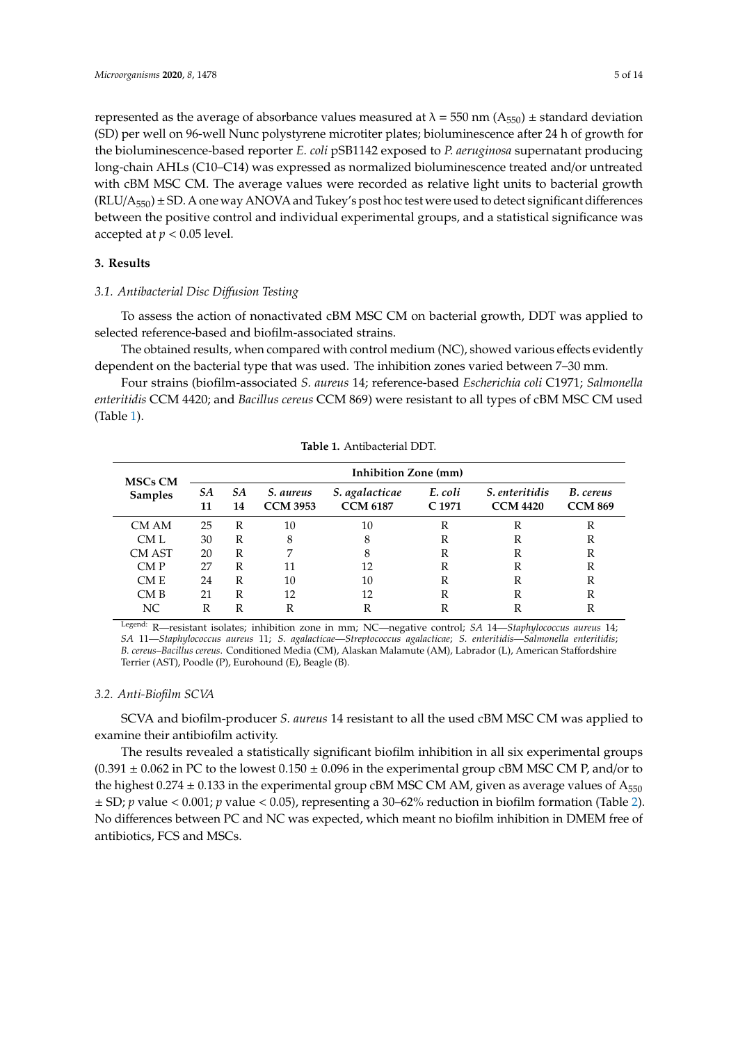represented as the average of absorbance values measured at $\lambda = 550$ nm ($A_{550}$) ± standard deviation (SD) per well on 96-well Nunc polystyrene microtiter plates; bioluminescence after 24 h of growth for the bioluminescence-based reporter *E. coli* pSB1142 exposed to *P. aeruginosa* supernatant producing long-chain AHLs (C10–C14) was expressed as normalized bioluminescence treated and/or untreated with cBM MSC CM. The average values were recorded as relative light units to bacterial growth ($RLU/A_{550}$) ± SD. A one way ANOVA and Tukey's post hoc test were used to detect significant differences between the positive control and individual experimental groups, and a statistical significance was accepted at $p < 0.05$ level.

## 3. Results

### 3.1. Antibacterial Disc Diffusion Testing

To assess the action of nonactivated cBM MSC CM on bacterial growth, DDT was applied to selected reference-based and biofilm-associated strains.

The obtained results, when compared with control medium (NC), showed various effects evidently dependent on the bacterial type that was used. The inhibition zones varied between 7–30 mm.

Four strains (biofilm-associated *S. aureus* 14; reference-based *Escherichia coli* C1971; *Salmonella enteritidis* CCM 4420; and *Bacillus cereus* CCM 869) were resistant to all types of cBM MSC CM used (Table 1).

**Table 1.** Antibacterial DDT.

| MSCs CM Samples | Inhibition Zone (mm) | | | | | | |
|---|---|---|---|---|---|---|---|
| | *SA* 11 | *SA* 14 | *S. aureus* CCM 3953 | *S. agalacticae* CCM 6187 | *E. coli* C 1971 | *S. enteritidis* CCM 4420 | *B. cereus* CCM 869 |
| CM AM | 25 | R | 10 | 10 | R | R | R |
| CM L | 30 | R | 8 | 8 | R | R | R |
| CM AST | 20 | R | 7 | 8 | R | R | R |
| CM P | 27 | R | 11 | 12 | R | R | R |
| CM E | 24 | R | 10 | 10 | R | R | R |
| CM B | 21 | R | 12 | 12 | R | R | R |
| NC | R | R | R | R | R | R | R |

Legend: R—resistant isolates; inhibition zone in mm; NC—negative control; *SA* 14—*Staphylococcus aureus* 14; *SA* 11—*Staphylococcus aureus* 11; *S. agalacticae*—*Streptococcus agalacticae*; *S. enteritidis*—*Salmonella enteritidis*; *B. cereus*–*Bacillus cereus*. Conditioned Media (CM), Alaskan Malamute (AM), Labrador (L), American Staffordshire Terrier (AST), Poodle (P), Eurohound (E), Beagle (B).

### 3.2. Anti-Biofilm SCVA

SCVA and biofilm-producer *S. aureus* 14 resistant to all the used cBM MSC CM was applied to examine their antibiofilm activity.

The results revealed a statistically significant biofilm inhibition in all six experimental groups (0.391 ± 0.062 in PC to the lowest 0.150 ± 0.096 in the experimental group cBM MSC CM P, and/or to the highest 0.274 ± 0.133 in the experimental group cBM MSC CM AM, given as average values of $A_{550}$ ± SD; $p$ value < 0.001; $p$ value < 0.05), representing a 30–62% reduction in biofilm formation (Table 2). No differences between PC and NC was expected, which meant no biofilm inhibition in DMEM free of antibiotics, FCS and MSCs.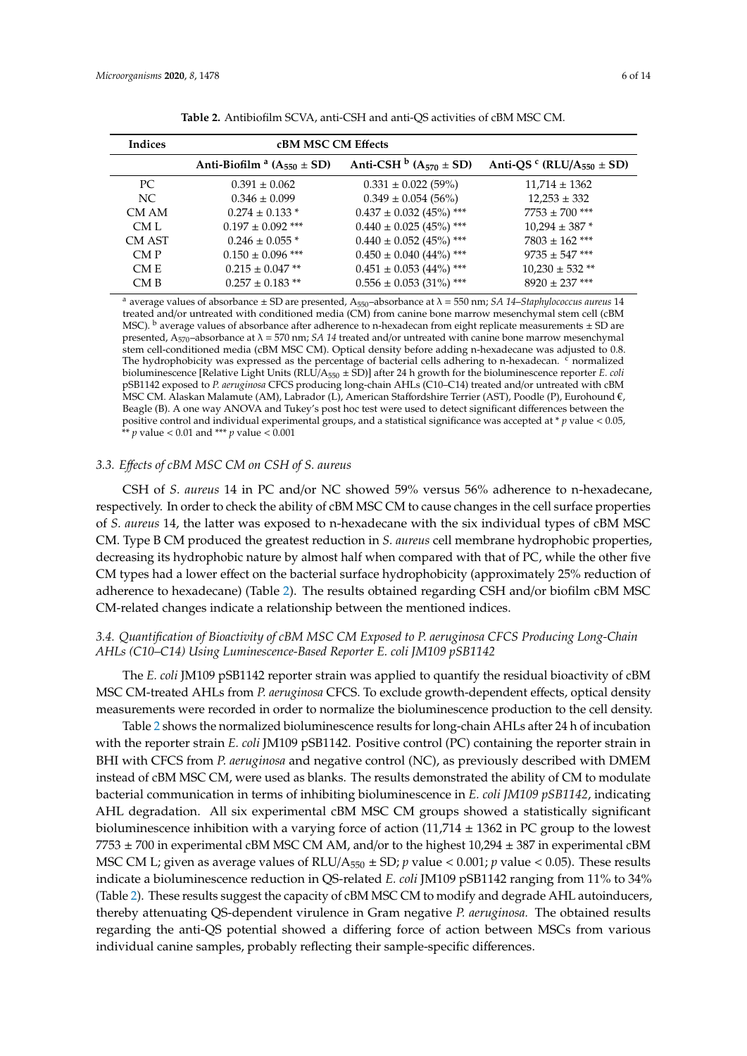**Table 2.** Antibiofilm SCVA, anti-CSH and anti-QS activities of cBM MSC CM.

| Indices | cBM MSC CM Effects | | |
|---|---|---|---|
| | Anti-Biofilm [a] ($A_{550} \pm SD$) | Anti-CSH [b] ($A_{570} \pm SD$) | Anti-QS [c] ($RLU/A_{550} \pm SD$) |
| PC | 0.391 ± 0.062 | 0.331 ± 0.022 (59%) | 11,714 ± 1362 |
| NC | 0.346 ± 0.099 | 0.349 ± 0.054 (56%) | 12,253 ± 332 |
| CM AM | 0.274 ± 0.133 * | 0.437 ± 0.032 (45%) *** | 7753 ± 700 *** |
| CM L | 0.197 ± 0.092 *** | 0.440 ± 0.025 (45%) *** | 10,294 ± 387 * |
| CM AST | 0.246 ± 0.055 * | 0.440 ± 0.052 (45%) *** | 7803 ± 162 *** |
| CM P | 0.150 ± 0.096 *** | 0.450 ± 0.040 (44%) *** | 9735 ± 547 *** |
| CM E | 0.215 ± 0.047 ** | 0.451 ± 0.053 (44%) *** | 10,230 ± 532 ** |
| CM B | 0.257 ± 0.183 ** | 0.556 ± 0.053 (31%) *** | 8920 ± 237 *** |

[a] average values of absorbance ± SD are presented, $A_{550}$–absorbance at λ = 550 nm; *SA 14–Staphylococcus aureus* 14 treated and/or untreated with conditioned media (CM) from canine bone marrow mesenchymal stem cell (cBM MSC). [b] average values of absorbance after adherence to n-hexadecan from eight replicate measurements ± SD are presented, $A_{570}$–absorbance at λ = 570 nm; *SA 14* treated and/or untreated with canine bone marrow mesenchymal stem cell-conditioned media (cBM MSC CM). Optical density before adding n-hexadecane was adjusted to 0.8. The hydrophobicity was expressed as the percentage of bacterial cells adhering to n-hexadecan. [c] normalized bioluminescence [Relative Light Units ($RLU/A_{550} \pm SD$)] after 24 h growth for the bioluminescence reporter *E. coli* pSB1142 exposed to *P. aeruginosa* CFCS producing long-chain AHLs (C10–C14) treated and/or untreated with cBM MSC CM. Alaskan Malamute (AM), Labrador (L), American Staffordshire Terrier (AST), Poodle (P), Eurohound €, Beagle (B). A one way ANOVA and Tukey's post hoc test were used to detect significant differences between the positive control and individual experimental groups, and a statistical significance was accepted at * $p$ value < 0.05, ** $p$ value < 0.01 and *** $p$ value < 0.001

### 3.3. Effects of cBM MSC CM on CSH of S. aureus

CSH of *S. aureus* 14 in PC and/or NC showed 59% versus 56% adherence to n-hexadecane, respectively. In order to check the ability of cBM MSC CM to cause changes in the cell surface properties of *S. aureus* 14, the latter was exposed to n-hexadecane with the six individual types of cBM MSC CM. Type B CM produced the greatest reduction in *S. aureus* cell membrane hydrophobic properties, decreasing its hydrophobic nature by almost half when compared with that of PC, while the other five CM types had a lower effect on the bacterial surface hydrophobicity (approximately 25% reduction of adherence to hexadecane) (Table 2). The results obtained regarding CSH and/or biofilm cBM MSC CM-related changes indicate a relationship between the mentioned indices.

### 3.4. Quantification of Bioactivity of cBM MSC CM Exposed to P. aeruginosa CFCS Producing Long-Chain AHLs (C10–C14) Using Luminescence-Based Reporter E. coli JM109 pSB1142

The *E. coli* JM109 pSB1142 reporter strain was applied to quantify the residual bioactivity of cBM MSC CM-treated AHLs from *P. aeruginosa* CFCS. To exclude growth-dependent effects, optical density measurements were recorded in order to normalize the bioluminescence production to the cell density.

Table 2 shows the normalized bioluminescence results for long-chain AHLs after 24 h of incubation with the reporter strain *E. coli* JM109 pSB1142. Positive control (PC) containing the reporter strain in BHI with CFCS from *P. aeruginosa* and negative control (NC), as previously described with DMEM instead of cBM MSC CM, were used as blanks. The results demonstrated the ability of CM to modulate bacterial communication in terms of inhibiting bioluminescence in *E. coli JM109 pSB1142*, indicating AHL degradation. All six experimental cBM MSC CM groups showed a statistically significant bioluminescence inhibition with a varying force of action (11,714 ± 1362 in PC group to the lowest 7753 ± 700 in experimental cBM MSC CM AM, and/or to the highest 10,294 ± 387 in experimental cBM MSC CM L; given as average values of $RLU/A_{550} \pm SD$; $p$ value < 0.001; $p$ value < 0.05). These results indicate a bioluminescence reduction in QS-related *E. coli* JM109 pSB1142 ranging from 11% to 34% (Table 2). These results suggest the capacity of cBM MSC CM to modify and degrade AHL autoinducers, thereby attenuating QS-dependent virulence in Gram negative *P. aeruginosa.* The obtained results regarding the anti-QS potential showed a differing force of action between MSCs from various individual canine samples, probably reflecting their sample-specific differences.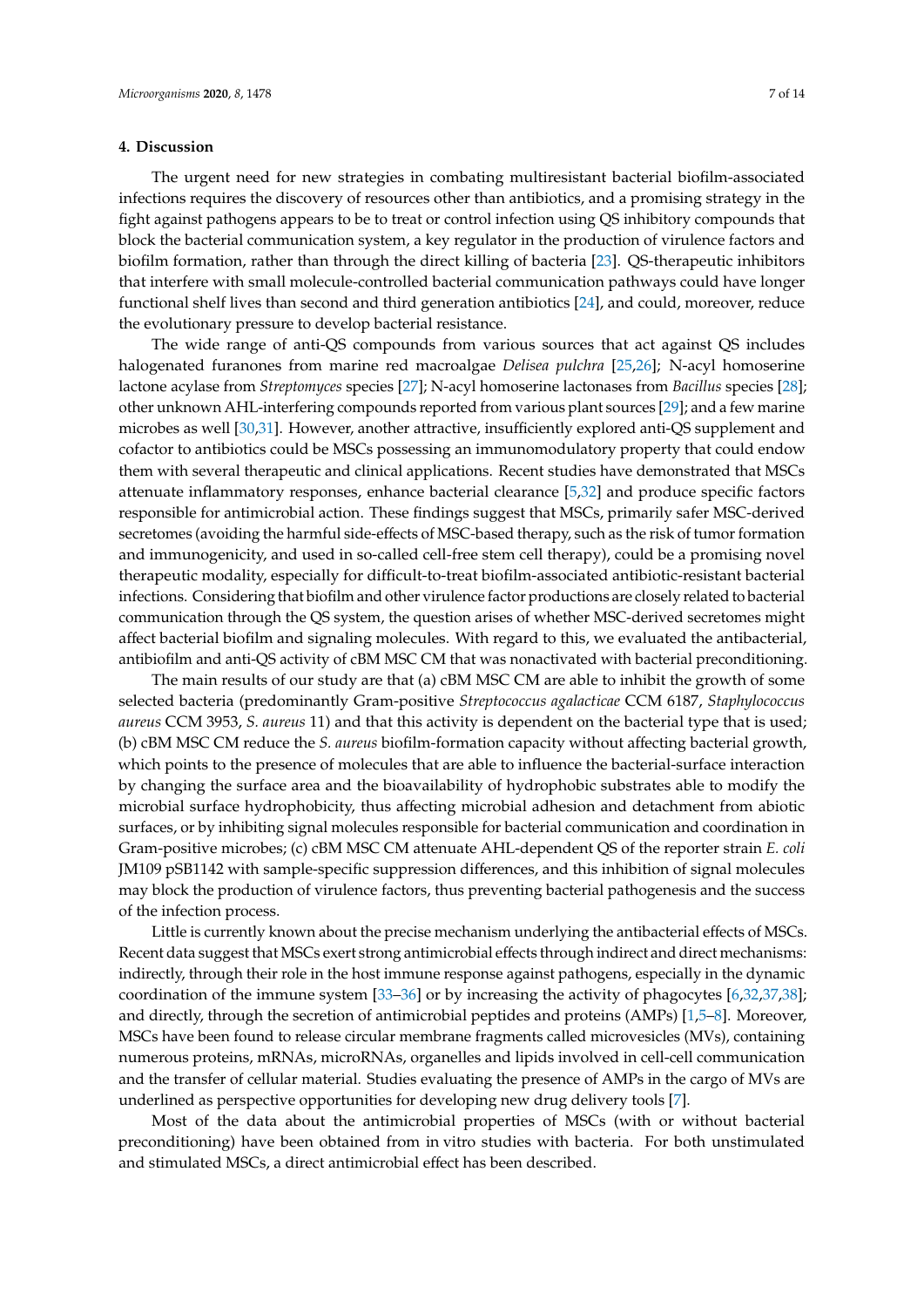## 4. Discussion

The urgent need for new strategies in combating multiresistant bacterial biofilm-associated infections requires the discovery of resources other than antibiotics, and a promising strategy in the fight against pathogens appears to be to treat or control infection using QS inhibitory compounds that block the bacterial communication system, a key regulator in the production of virulence factors and biofilm formation, rather than through the direct killing of bacteria [23]. QS-therapeutic inhibitors that interfere with small molecule-controlled bacterial communication pathways could have longer functional shelf lives than second and third generation antibiotics [24], and could, moreover, reduce the evolutionary pressure to develop bacterial resistance.

The wide range of anti-QS compounds from various sources that act against QS includes halogenated furanones from marine red macroalgae *Delisea pulchra* [25,26]; N-acyl homoserine lactone acylase from *Streptomyces* species [27]; N-acyl homoserine lactonases from *Bacillus* species [28]; other unknown AHL-interfering compounds reported from various plant sources [29]; and a few marine microbes as well [30,31]. However, another attractive, insufficiently explored anti-QS supplement and cofactor to antibiotics could be MSCs possessing an immunomodulatory property that could endow them with several therapeutic and clinical applications. Recent studies have demonstrated that MSCs attenuate inflammatory responses, enhance bacterial clearance [5,32] and produce specific factors responsible for antimicrobial action. These findings suggest that MSCs, primarily safer MSC-derived secretomes (avoiding the harmful side-effects of MSC-based therapy, such as the risk of tumor formation and immunogenicity, and used in so-called cell-free stem cell therapy), could be a promising novel therapeutic modality, especially for difficult-to-treat biofilm-associated antibiotic-resistant bacterial infections. Considering that biofilm and other virulence factor productions are closely related to bacterial communication through the QS system, the question arises of whether MSC-derived secretomes might affect bacterial biofilm and signaling molecules. With regard to this, we evaluated the antibacterial, antibiofilm and anti-QS activity of cBM MSC CM that was nonactivated with bacterial preconditioning.

The main results of our study are that (a) cBM MSC CM are able to inhibit the growth of some selected bacteria (predominantly Gram-positive *Streptococcus agalacticae* CCM 6187, *Staphylococcus aureus* CCM 3953, *S. aureus* 11) and that this activity is dependent on the bacterial type that is used; (b) cBM MSC CM reduce the *S. aureus* biofilm-formation capacity without affecting bacterial growth, which points to the presence of molecules that are able to influence the bacterial-surface interaction by changing the surface area and the bioavailability of hydrophobic substrates able to modify the microbial surface hydrophobicity, thus affecting microbial adhesion and detachment from abiotic surfaces, or by inhibiting signal molecules responsible for bacterial communication and coordination in Gram-positive microbes; (c) cBM MSC CM attenuate AHL-dependent QS of the reporter strain *E. coli* JM109 pSB1142 with sample-specific suppression differences, and this inhibition of signal molecules may block the production of virulence factors, thus preventing bacterial pathogenesis and the success of the infection process.

Little is currently known about the precise mechanism underlying the antibacterial effects of MSCs. Recent data suggest that MSCs exert strong antimicrobial effects through indirect and direct mechanisms: indirectly, through their role in the host immune response against pathogens, especially in the dynamic coordination of the immune system [33–36] or by increasing the activity of phagocytes [6,32,37,38]; and directly, through the secretion of antimicrobial peptides and proteins (AMPs) [1,5–8]. Moreover, MSCs have been found to release circular membrane fragments called microvesicles (MVs), containing numerous proteins, mRNAs, microRNAs, organelles and lipids involved in cell-cell communication and the transfer of cellular material. Studies evaluating the presence of AMPs in the cargo of MVs are underlined as perspective opportunities for developing new drug delivery tools [7].

Most of the data about the antimicrobial properties of MSCs (with or without bacterial preconditioning) have been obtained from in vitro studies with bacteria. For both unstimulated and stimulated MSCs, a direct antimicrobial effect has been described.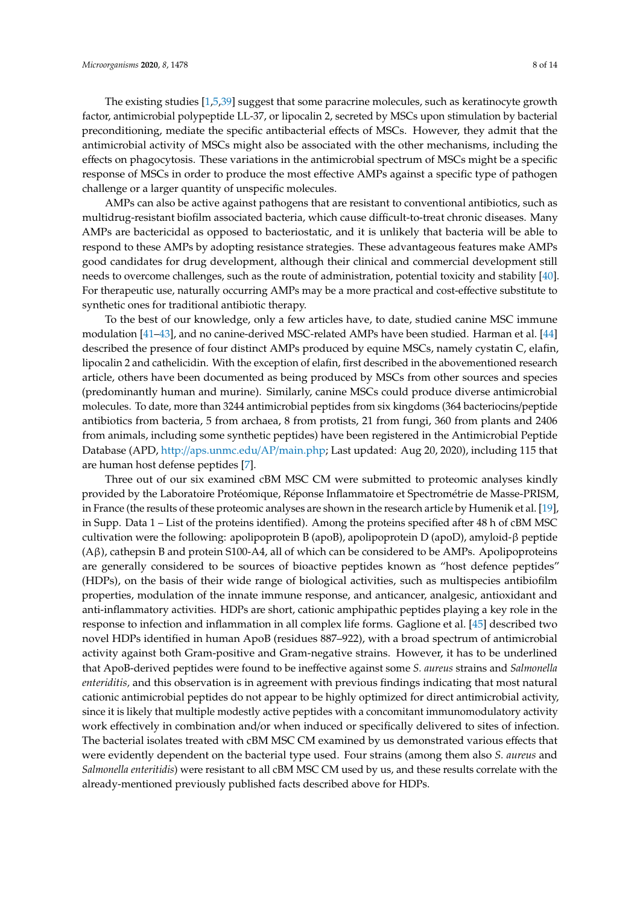The existing studies [1,5,39] suggest that some paracrine molecules, such as keratinocyte growth factor, antimicrobial polypeptide LL-37, or lipocalin 2, secreted by MSCs upon stimulation by bacterial preconditioning, mediate the specific antibacterial effects of MSCs. However, they admit that the antimicrobial activity of MSCs might also be associated with the other mechanisms, including the effects on phagocytosis. These variations in the antimicrobial spectrum of MSCs might be a specific response of MSCs in order to produce the most effective AMPs against a specific type of pathogen challenge or a larger quantity of unspecific molecules.

AMPs can also be active against pathogens that are resistant to conventional antibiotics, such as multidrug-resistant biofilm associated bacteria, which cause difficult-to-treat chronic diseases. Many AMPs are bactericidal as opposed to bacteriostatic, and it is unlikely that bacteria will be able to respond to these AMPs by adopting resistance strategies. These advantageous features make AMPs good candidates for drug development, although their clinical and commercial development still needs to overcome challenges, such as the route of administration, potential toxicity and stability [40]. For therapeutic use, naturally occurring AMPs may be a more practical and cost-effective substitute to synthetic ones for traditional antibiotic therapy.

To the best of our knowledge, only a few articles have, to date, studied canine MSC immune modulation [41–43], and no canine-derived MSC-related AMPs have been studied. Harman et al. [44] described the presence of four distinct AMPs produced by equine MSCs, namely cystatin C, elafin, lipocalin 2 and cathelicidin. With the exception of elafin, first described in the abovementioned research article, others have been documented as being produced by MSCs from other sources and species (predominantly human and murine). Similarly, canine MSCs could produce diverse antimicrobial molecules. To date, more than 3244 antimicrobial peptides from six kingdoms (364 bacteriocins/peptide antibiotics from bacteria, 5 from archaea, 8 from protists, 21 from fungi, 360 from plants and 2406 from animals, including some synthetic peptides) have been registered in the Antimicrobial Peptide Database (APD, http://aps.unmc.edu/AP/main.php; Last updated: Aug 20, 2020), including 115 that are human host defense peptides [7].

Three out of our six examined cBM MSC CM were submitted to proteomic analyses kindly provided by the Laboratoire Protéomique, Réponse Inflammatoire et Spectrométrie de Masse-PRISM, in France (the results of these proteomic analyses are shown in the research article by Humenik et al. [19], in Supp. Data 1 – List of the proteins identified). Among the proteins specified after 48 h of cBM MSC cultivation were the following: apolipoprotein B (apoB), apolipoprotein D (apoD), amyloid-β peptide (Aβ), cathepsin B and protein S100-A4, all of which can be considered to be AMPs. Apolipoproteins are generally considered to be sources of bioactive peptides known as "host defence peptides" (HDPs), on the basis of their wide range of biological activities, such as multispecies antibiofilm properties, modulation of the innate immune response, and anticancer, analgesic, antioxidant and anti-inflammatory activities. HDPs are short, cationic amphipathic peptides playing a key role in the response to infection and inflammation in all complex life forms. Gaglione et al. [45] described two novel HDPs identified in human ApoB (residues 887–922), with a broad spectrum of antimicrobial activity against both Gram-positive and Gram-negative strains. However, it has to be underlined that ApoB-derived peptides were found to be ineffective against some *S. aureus* strains and *Salmonella enteriditis*, and this observation is in agreement with previous findings indicating that most natural cationic antimicrobial peptides do not appear to be highly optimized for direct antimicrobial activity, since it is likely that multiple modestly active peptides with a concomitant immunomodulatory activity work effectively in combination and/or when induced or specifically delivered to sites of infection. The bacterial isolates treated with cBM MSC CM examined by us demonstrated various effects that were evidently dependent on the bacterial type used. Four strains (among them also *S. aureus* and *Salmonella enteritidis*) were resistant to all cBM MSC CM used by us, and these results correlate with the already-mentioned previously published facts described above for HDPs.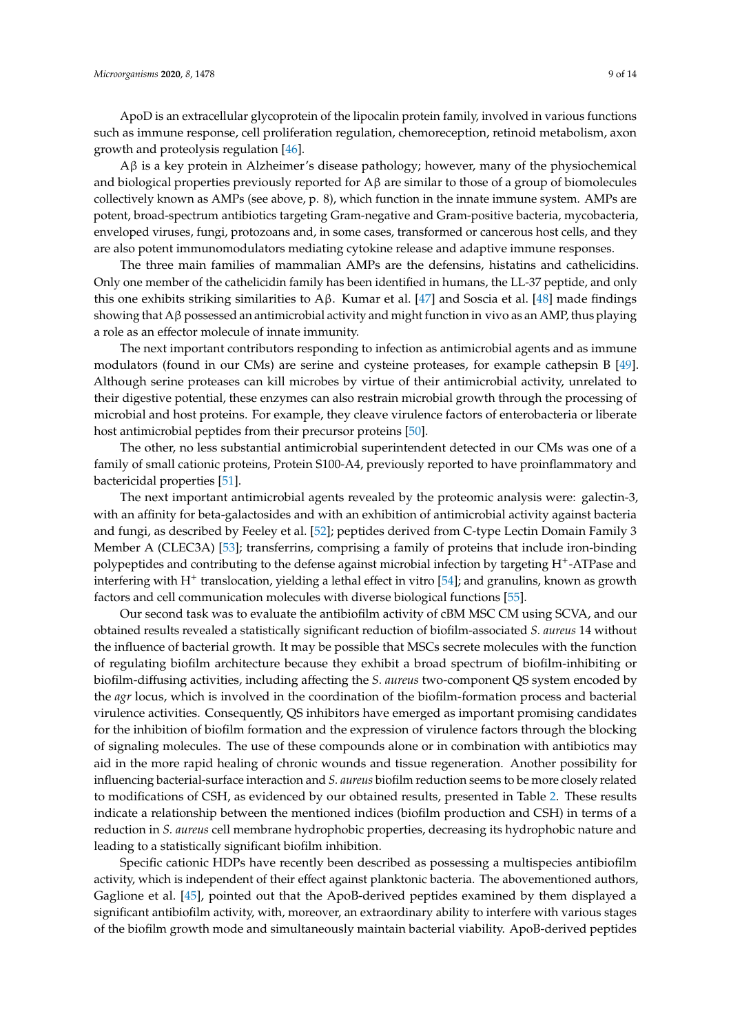ApoD is an extracellular glycoprotein of the lipocalin protein family, involved in various functions such as immune response, cell proliferation regulation, chemoreception, retinoid metabolism, axon growth and proteolysis regulation [46].

Aβ is a key protein in Alzheimer's disease pathology; however, many of the physiochemical and biological properties previously reported for Aβ are similar to those of a group of biomolecules collectively known as AMPs (see above, p. 8), which function in the innate immune system. AMPs are potent, broad-spectrum antibiotics targeting Gram-negative and Gram-positive bacteria, mycobacteria, enveloped viruses, fungi, protozoans and, in some cases, transformed or cancerous host cells, and they are also potent immunomodulators mediating cytokine release and adaptive immune responses.

The three main families of mammalian AMPs are the defensins, histatins and cathelicidins. Only one member of the cathelicidin family has been identified in humans, the LL-37 peptide, and only this one exhibits striking similarities to Aβ. Kumar et al. [47] and Soscia et al. [48] made findings showing that Aβ possessed an antimicrobial activity and might function in vivo as an AMP, thus playing a role as an effector molecule of innate immunity.

The next important contributors responding to infection as antimicrobial agents and as immune modulators (found in our CMs) are serine and cysteine proteases, for example cathepsin B [49]. Although serine proteases can kill microbes by virtue of their antimicrobial activity, unrelated to their digestive potential, these enzymes can also restrain microbial growth through the processing of microbial and host proteins. For example, they cleave virulence factors of enterobacteria or liberate host antimicrobial peptides from their precursor proteins [50].

The other, no less substantial antimicrobial superintendent detected in our CMs was one of a family of small cationic proteins, Protein S100-A4, previously reported to have proinflammatory and bactericidal properties [51].

The next important antimicrobial agents revealed by the proteomic analysis were: galectin-3, with an affinity for beta-galactosides and with an exhibition of antimicrobial activity against bacteria and fungi, as described by Feeley et al. [52]; peptides derived from C-type Lectin Domain Family 3 Member A (CLEC3A) [53]; transferrins, comprising a family of proteins that include iron-binding polypeptides and contributing to the defense against microbial infection by targeting $H^+$-ATPase and interfering with $H^+$ translocation, yielding a lethal effect in vitro [54]; and granulins, known as growth factors and cell communication molecules with diverse biological functions [55].

Our second task was to evaluate the antibiofilm activity of cBM MSC CM using SCVA, and our obtained results revealed a statistically significant reduction of biofilm-associated *S. aureus* 14 without the influence of bacterial growth. It may be possible that MSCs secrete molecules with the function of regulating biofilm architecture because they exhibit a broad spectrum of biofilm-inhibiting or biofilm-diffusing activities, including affecting the *S. aureus* two-component QS system encoded by the *agr* locus, which is involved in the coordination of the biofilm-formation process and bacterial virulence activities. Consequently, QS inhibitors have emerged as important promising candidates for the inhibition of biofilm formation and the expression of virulence factors through the blocking of signaling molecules. The use of these compounds alone or in combination with antibiotics may aid in the more rapid healing of chronic wounds and tissue regeneration. Another possibility for influencing bacterial-surface interaction and *S. aureus* biofilm reduction seems to be more closely related to modifications of CSH, as evidenced by our obtained results, presented in Table 2. These results indicate a relationship between the mentioned indices (biofilm production and CSH) in terms of a reduction in *S. aureus* cell membrane hydrophobic properties, decreasing its hydrophobic nature and leading to a statistically significant biofilm inhibition.

Specific cationic HDPs have recently been described as possessing a multispecies antibiofilm activity, which is independent of their effect against planktonic bacteria. The abovementioned authors, Gaglione et al. [45], pointed out that the ApoB-derived peptides examined by them displayed a significant antibiofilm activity, with, moreover, an extraordinary ability to interfere with various stages of the biofilm growth mode and simultaneously maintain bacterial viability. ApoB-derived peptides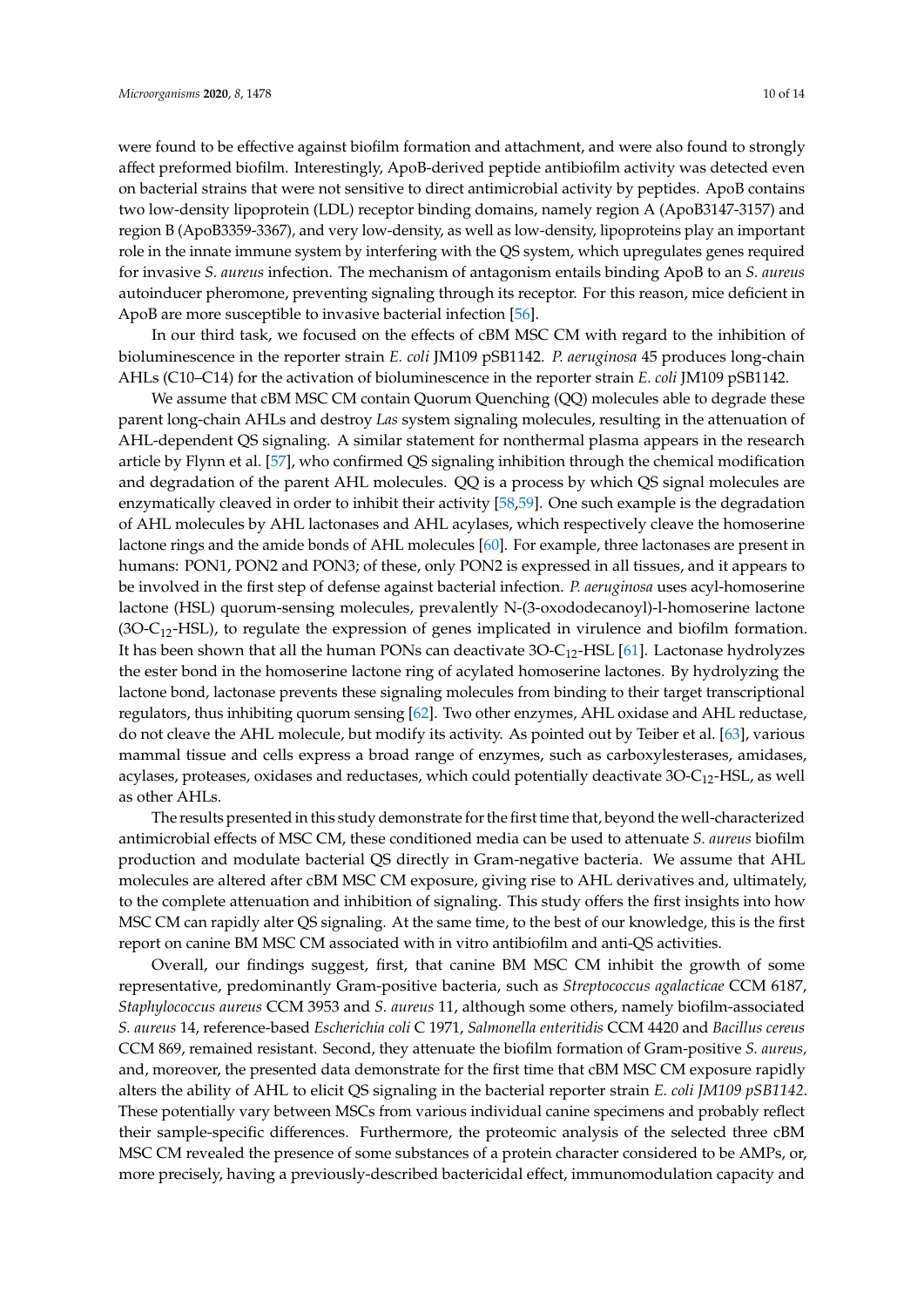were found to be effective against biofilm formation and attachment, and were also found to strongly affect preformed biofilm. Interestingly, ApoB-derived peptide antibiofilm activity was detected even on bacterial strains that were not sensitive to direct antimicrobial activity by peptides. ApoB contains two low-density lipoprotein (LDL) receptor binding domains, namely region A (ApoB3147-3157) and region B (ApoB3359-3367), and very low-density, as well as low-density, lipoproteins play an important role in the innate immune system by interfering with the QS system, which upregulates genes required for invasive *S. aureus* infection. The mechanism of antagonism entails binding ApoB to an *S. aureus* autoinducer pheromone, preventing signaling through its receptor. For this reason, mice deficient in ApoB are more susceptible to invasive bacterial infection [56].

In our third task, we focused on the effects of cBM MSC CM with regard to the inhibition of bioluminescence in the reporter strain *E. coli* JM109 pSB1142. *P. aeruginosa* 45 produces long-chain AHLs (C10–C14) for the activation of bioluminescence in the reporter strain *E. coli* JM109 pSB1142.

We assume that cBM MSC CM contain Quorum Quenching (QQ) molecules able to degrade these parent long-chain AHLs and destroy *Las* system signaling molecules, resulting in the attenuation of AHL-dependent QS signaling. A similar statement for nonthermal plasma appears in the research article by Flynn et al. [57], who confirmed QS signaling inhibition through the chemical modification and degradation of the parent AHL molecules. QQ is a process by which QS signal molecules are enzymatically cleaved in order to inhibit their activity [58,59]. One such example is the degradation of AHL molecules by AHL lactonases and AHL acylases, which respectively cleave the homoserine lactone rings and the amide bonds of AHL molecules [60]. For example, three lactonases are present in humans: PON1, PON2 and PON3; of these, only PON2 is expressed in all tissues, and it appears to be involved in the first step of defense against bacterial infection. *P. aeruginosa* uses acyl-homoserine lactone (HSL) quorum-sensing molecules, prevalently N-(3-oxododecanoyl)-l-homoserine lactone (3O-$C_{12}$-HSL), to regulate the expression of genes implicated in virulence and biofilm formation. It has been shown that all the human PONs can deactivate 3O-$C_{12}$-HSL [61]. Lactonase hydrolyzes the ester bond in the homoserine lactone ring of acylated homoserine lactones. By hydrolyzing the lactone bond, lactonase prevents these signaling molecules from binding to their target transcriptional regulators, thus inhibiting quorum sensing [62]. Two other enzymes, AHL oxidase and AHL reductase, do not cleave the AHL molecule, but modify its activity. As pointed out by Teiber et al. [63], various mammal tissue and cells express a broad range of enzymes, such as carboxylesterases, amidases, acylases, proteases, oxidases and reductases, which could potentially deactivate 3O-$C_{12}$-HSL, as well as other AHLs.

The results presented in this study demonstrate for the first time that, beyond the well-characterized antimicrobial effects of MSC CM, these conditioned media can be used to attenuate *S. aureus* biofilm production and modulate bacterial QS directly in Gram-negative bacteria. We assume that AHL molecules are altered after cBM MSC CM exposure, giving rise to AHL derivatives and, ultimately, to the complete attenuation and inhibition of signaling. This study offers the first insights into how MSC CM can rapidly alter QS signaling. At the same time, to the best of our knowledge, this is the first report on canine BM MSC CM associated with in vitro antibiofilm and anti-QS activities.

Overall, our findings suggest, first, that canine BM MSC CM inhibit the growth of some representative, predominantly Gram-positive bacteria, such as *Streptococcus agalactiae* CCM 6187, *Staphylococcus aureus* CCM 3953 and *S. aureus* 11, although some others, namely biofilm-associated *S. aureus* 14, reference-based *Escherichia coli* C 1971, *Salmonella enteritidis* CCM 4420 and *Bacillus cereus* CCM 869, remained resistant. Second, they attenuate the biofilm formation of Gram-positive *S. aureus,* and, moreover, the presented data demonstrate for the first time that cBM MSC CM exposure rapidly alters the ability of AHL to elicit QS signaling in the bacterial reporter strain *E. coli JM109 pSB1142*. These potentially vary between MSCs from various individual canine specimens and probably reflect their sample-specific differences. Furthermore, the proteomic analysis of the selected three cBM MSC CM revealed the presence of some substances of a protein character considered to be AMPs, or, more precisely, having a previously-described bactericidal effect, immunomodulation capacity and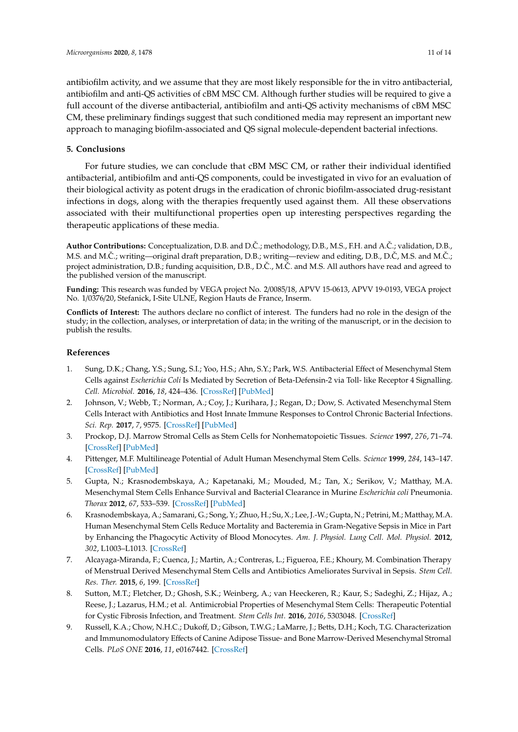antibiofilm activity, and we assume that they are most likely responsible for the in vitro antibacterial, antibiofilm and anti-QS activities of cBM MSC CM. Although further studies will be required to give a full account of the diverse antibacterial, antibiofilm and anti-QS activity mechanisms of cBM MSC CM, these preliminary findings suggest that such conditioned media may represent an important new approach to managing biofilm-associated and QS signal molecule-dependent bacterial infections.

## 5. Conclusions

For future studies, we can conclude that cBM MSC CM, or rather their individual identified antibacterial, antibiofilm and anti-QS components, could be investigated in vivo for an evaluation of their biological activity as potent drugs in the eradication of chronic biofilm-associated drug-resistant infections in dogs, along with the therapies frequently used against them. All these observations associated with their multifunctional properties open up interesting perspectives regarding the therapeutic applications of these media.

**Author Contributions:** Conceptualization, D.B. and D.Č.; methodology, D.B., M.S., F.H. and A.Č.; validation, D.B., M.S. and M.Č.; writing—original draft preparation, D.B.; writing—review and editing, D.B., D.Č, M.S. and M.Č.; project administration, D.B.; funding acquisition, D.B., D.Č., M.Č. and M.S. All authors have read and agreed to the published version of the manuscript.

**Funding:** This research was funded by VEGA project No. 2/0085/18, APVV 15-0613, APVV 19-0193, VEGA project No. 1/0376/20, Stefanick, I-Site ULNE, Region Hauts de France, Inserm.

**Conflicts of Interest:** The authors declare no conflict of interest. The funders had no role in the design of the study; in the collection, analyses, or interpretation of data; in the writing of the manuscript, or in the decision to publish the results.

## References

1. Sung, D.K.; Chang, Y.S.; Sung, S.I.; Yoo, H.S.; Ahn, S.Y.; Park, W.S. Antibacterial Effect of Mesenchymal Stem Cells against *Escherichia Coli* Is Mediated by Secretion of Beta-Defensin-2 via Toll- like Receptor 4 Signalling. *Cell. Microbiol.* **2016**, *18*, 424–436. [CrossRef] [PubMed]
2. Johnson, V.; Webb, T.; Norman, A.; Coy, J.; Kurihara, J.; Regan, D.; Dow, S. Activated Mesenchymal Stem Cells Interact with Antibiotics and Host Innate Immune Responses to Control Chronic Bacterial Infections. *Sci. Rep.* **2017**, *7*, 9575. [CrossRef] [PubMed]
3. Prockop, D.J. Marrow Stromal Cells as Stem Cells for Nonhematopoietic Tissues. *Science* **1997**, *276*, 71–74. [CrossRef] [PubMed]
4. Pittenger, M.F. Multilineage Potential of Adult Human Mesenchymal Stem Cells. *Science* **1999**, *284*, 143–147. [CrossRef] [PubMed]
5. Gupta, N.; Krasnodembskaya, A.; Kapetanaki, M.; Mouded, M.; Tan, X.; Serikov, V.; Matthay, M.A. Mesenchymal Stem Cells Enhance Survival and Bacterial Clearance in Murine *Escherichia coli* Pneumonia. *Thorax* **2012**, *67*, 533–539. [CrossRef] [PubMed]
6. Krasnodembskaya, A.; Samarani, G.; Song, Y.; Zhuo, H.; Su, X.; Lee, J.-W.; Gupta, N.; Petrini, M.; Matthay, M.A. Human Mesenchymal Stem Cells Reduce Mortality and Bacteremia in Gram-Negative Sepsis in Mice in Part by Enhancing the Phagocytic Activity of Blood Monocytes. *Am. J. Physiol. Lung Cell. Mol. Physiol.* **2012**, *302*, L1003–L1013. [CrossRef]
7. Alcayaga-Miranda, F.; Cuenca, J.; Martin, A.; Contreras, L.; Figueroa, F.E.; Khoury, M. Combination Therapy of Menstrual Derived Mesenchymal Stem Cells and Antibiotics Ameliorates Survival in Sepsis. *Stem Cell. Res. Ther.* **2015**, *6*, 199. [CrossRef]
8. Sutton, M.T.; Fletcher, D.; Ghosh, S.K.; Weinberg, A.; van Heeckeren, R.; Kaur, S.; Sadeghi, Z.; Hijaz, A.; Reese, J.; Lazarus, H.M.; et al. Antimicrobial Properties of Mesenchymal Stem Cells: Therapeutic Potential for Cystic Fibrosis Infection, and Treatment. *Stem Cells Int.* **2016**, *2016*, 5303048. [CrossRef]
9. Russell, K.A.; Chow, N.H.C.; Dukoff, D.; Gibson, T.W.G.; LaMarre, J.; Betts, D.H.; Koch, T.G. Characterization and Immunomodulatory Effects of Canine Adipose Tissue- and Bone Marrow-Derived Mesenchymal Stromal Cells. *PLoS ONE* **2016**, *11*, e0167442. [CrossRef]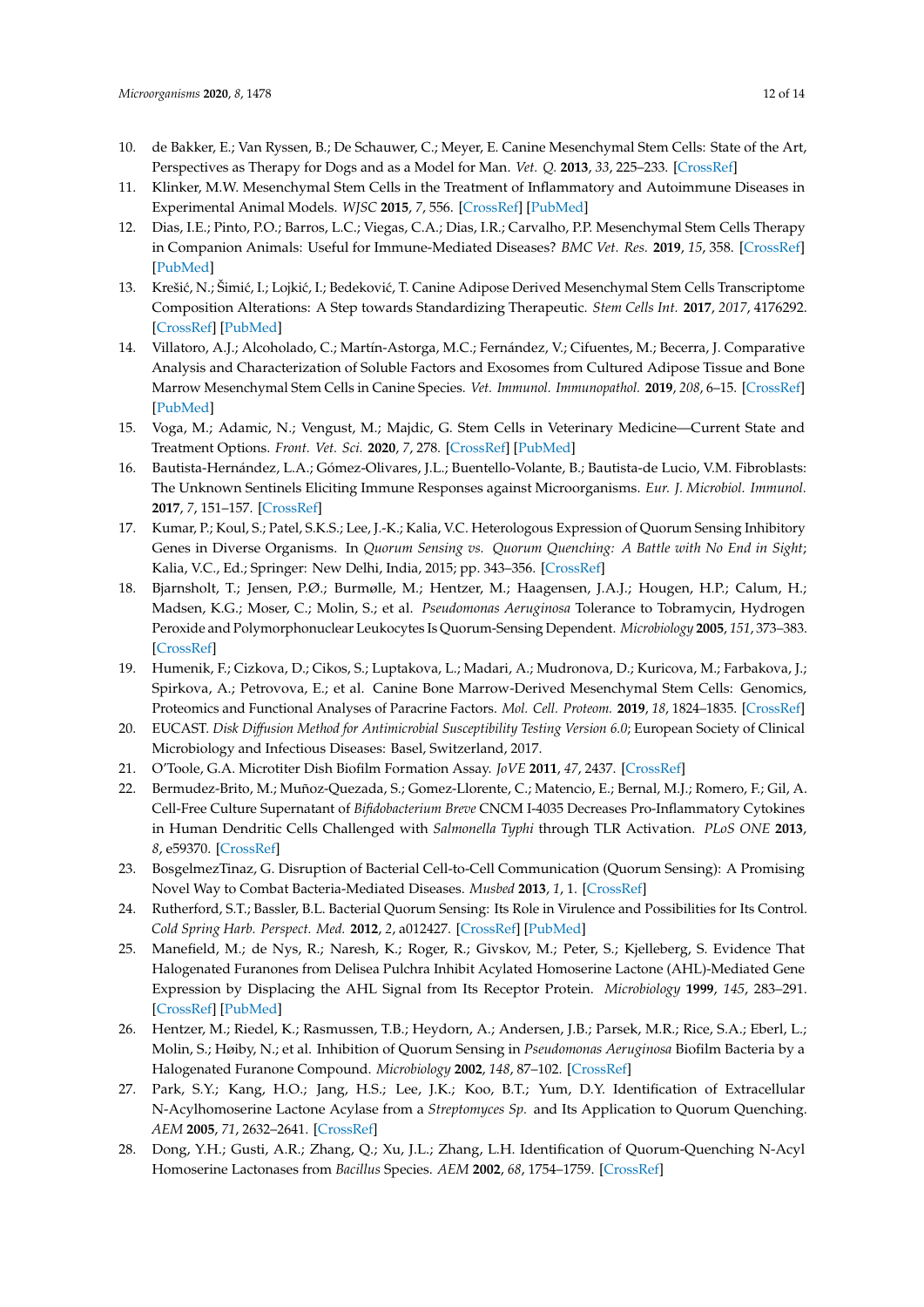10. de Bakker, E.; Van Ryssen, B.; De Schauwer, C.; Meyer, E. Canine Mesenchymal Stem Cells: State of the Art, Perspectives as Therapy for Dogs and as a Model for Man. *Vet. Q.* **2013**, *33*, 225–233. [CrossRef]
11. Klinker, M.W. Mesenchymal Stem Cells in the Treatment of Inflammatory and Autoimmune Diseases in Experimental Animal Models. *WJSC* **2015**, *7*, 556. [CrossRef] [PubMed]
12. Dias, I.E.; Pinto, P.O.; Barros, L.C.; Viegas, C.A.; Dias, I.R.; Carvalho, P.P. Mesenchymal Stem Cells Therapy in Companion Animals: Useful for Immune-Mediated Diseases? *BMC Vet. Res.* **2019**, *15*, 358. [CrossRef] [PubMed]
13. Krešić, N.; Šimić, I.; Lojkić, I.; Bedeković, T. Canine Adipose Derived Mesenchymal Stem Cells Transcriptome Composition Alterations: A Step towards Standardizing Therapeutic. *Stem Cells Int.* **2017**, *2017*, 4176292. [CrossRef] [PubMed]
14. Villatoro, A.J.; Alcoholado, C.; Martín-Astorga, M.C.; Fernández, V.; Cifuentes, M.; Becerra, J. Comparative Analysis and Characterization of Soluble Factors and Exosomes from Cultured Adipose Tissue and Bone Marrow Mesenchymal Stem Cells in Canine Species. *Vet. Immunol. Immunopathol.* **2019**, *208*, 6–15. [CrossRef] [PubMed]
15. Voga, M.; Adamic, N.; Vengust, M.; Majdic, G. Stem Cells in Veterinary Medicine—Current State and Treatment Options. *Front. Vet. Sci.* **2020**, *7*, 278. [CrossRef] [PubMed]
16. Bautista-Hernández, L.A.; Gómez-Olivares, J.L.; Buentello-Volante, B.; Bautista-de Lucio, V.M. Fibroblasts: The Unknown Sentinels Eliciting Immune Responses against Microorganisms. *Eur. J. Microbiol. Immunol.* **2017**, *7*, 151–157. [CrossRef]
17. Kumar, P.; Koul, S.; Patel, S.K.S.; Lee, J.-K.; Kalia, V.C. Heterologous Expression of Quorum Sensing Inhibitory Genes in Diverse Organisms. In *Quorum Sensing vs. Quorum Quenching: A Battle with No End in Sight*; Kalia, V.C., Ed.; Springer: New Delhi, India, 2015; pp. 343–356. [CrossRef]
18. Bjarnsholt, T.; Jensen, P.Ø.; Burmølle, M.; Hentzer, M.; Haagensen, J.A.J.; Hougen, H.P.; Calum, H.; Madsen, K.G.; Moser, C.; Molin, S.; et al. *Pseudomonas Aeruginosa* Tolerance to Tobramycin, Hydrogen Peroxide and Polymorphonuclear Leukocytes Is Quorum-Sensing Dependent. *Microbiology* **2005**, *151*, 373–383. [CrossRef]
19. Humenik, F.; Cizkova, D.; Cikos, S.; Luptakova, L.; Madari, A.; Mudronova, D.; Kuricova, M.; Farbakova, J.; Spirkova, A.; Petrovova, E.; et al. Canine Bone Marrow-Derived Mesenchymal Stem Cells: Genomics, Proteomics and Functional Analyses of Paracrine Factors. *Mol. Cell. Proteom.* **2019**, *18*, 1824–1835. [CrossRef]
20. EUCAST. *Disk Diffusion Method for Antimicrobial Susceptibility Testing Version 6.0*; European Society of Clinical Microbiology and Infectious Diseases: Basel, Switzerland, 2017.
21. O'Toole, G.A. Microtiter Dish Biofilm Formation Assay. *JoVE* **2011**, *47*, 2437. [CrossRef]
22. Bermudez-Brito, M.; Muñoz-Quezada, S.; Gomez-Llorente, C.; Matencio, E.; Bernal, M.J.; Romero, F.; Gil, A. Cell-Free Culture Supernatant of *Bifidobacterium Breve* CNCM I-4035 Decreases Pro-Inflammatory Cytokines in Human Dendritic Cells Challenged with *Salmonella Typhi* through TLR Activation. *PLoS ONE* **2013**, *8*, e59370. [CrossRef]
23. BosgelmezTinaz, G. Disruption of Bacterial Cell-to-Cell Communication (Quorum Sensing): A Promising Novel Way to Combat Bacteria-Mediated Diseases. *Musbed* **2013**, *1*, 1. [CrossRef]
24. Rutherford, S.T.; Bassler, B.L. Bacterial Quorum Sensing: Its Role in Virulence and Possibilities for Its Control. *Cold Spring Harb. Perspect. Med.* **2012**, *2*, a012427. [CrossRef] [PubMed]
25. Manefield, M.; de Nys, R.; Naresh, K.; Roger, R.; Givskov, M.; Peter, S.; Kjelleberg, S. Evidence That Halogenated Furanones from Delisea Pulchra Inhibit Acylated Homoserine Lactone (AHL)-Mediated Gene Expression by Displacing the AHL Signal from Its Receptor Protein. *Microbiology* **1999**, *145*, 283–291. [CrossRef] [PubMed]
26. Hentzer, M.; Riedel, K.; Rasmussen, T.B.; Heydorn, A.; Andersen, J.B.; Parsek, M.R.; Rice, S.A.; Eberl, L.; Molin, S.; Høiby, N.; et al. Inhibition of Quorum Sensing in *Pseudomonas Aeruginosa* Biofilm Bacteria by a Halogenated Furanone Compound. *Microbiology* **2002**, *148*, 87–102. [CrossRef]
27. Park, S.Y.; Kang, H.O.; Jang, H.S.; Lee, J.K.; Koo, B.T.; Yum, D.Y. Identification of Extracellular N-Acylhomoserine Lactone Acylase from a *Streptomyces Sp.* and Its Application to Quorum Quenching. *AEM* **2005**, *71*, 2632–2641. [CrossRef]
28. Dong, Y.H.; Gusti, A.R.; Zhang, Q.; Xu, J.L.; Zhang, L.H. Identification of Quorum-Quenching N-Acyl Homoserine Lactonases from *Bacillus* Species. *AEM* **2002**, *68*, 1754–1759. [CrossRef]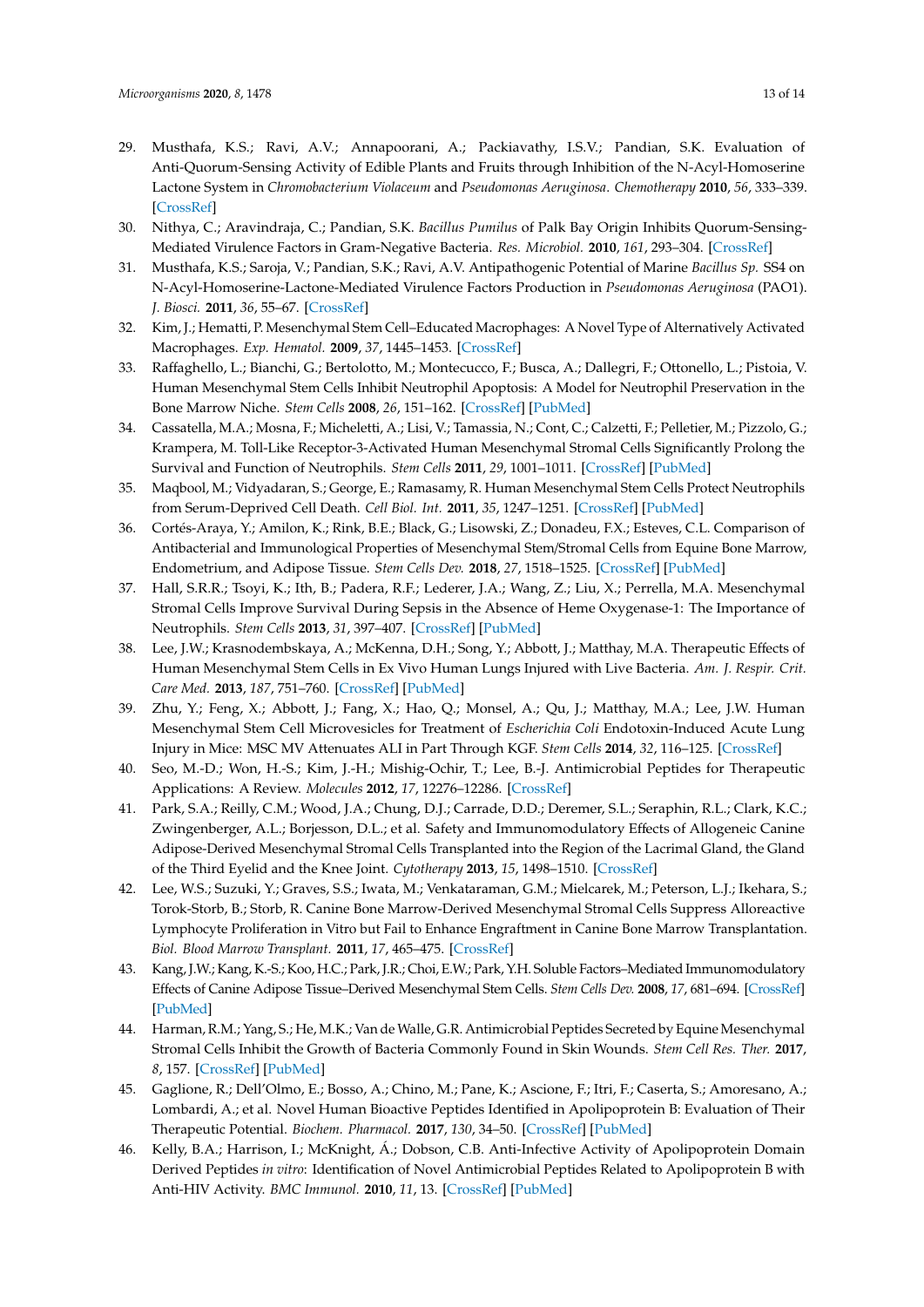29. Musthafa, K.S.; Ravi, A.V.; Annapoorani, A.; Packiavathy, I.S.V.; Pandian, S.K. Evaluation of Anti-Quorum-Sensing Activity of Edible Plants and Fruits through Inhibition of the N-Acyl-Homoserine Lactone System in *Chromobacterium Violaceum* and *Pseudomonas Aeruginosa*. *Chemotherapy* **2010**, *56*, 333–339. [CrossRef]
30. Nithya, C.; Aravindraja, C.; Pandian, S.K. *Bacillus Pumilus* of Palk Bay Origin Inhibits Quorum-Sensing-Mediated Virulence Factors in Gram-Negative Bacteria. *Res. Microbiol.* **2010**, *161*, 293–304. [CrossRef]
31. Musthafa, K.S.; Saroja, V.; Pandian, S.K.; Ravi, A.V. Antipathogenic Potential of Marine *Bacillus Sp.* SS4 on N-Acyl-Homoserine-Lactone-Mediated Virulence Factors Production in *Pseudomonas Aeruginosa* (PAO1). *J. Biosci.* **2011**, *36*, 55–67. [CrossRef]
32. Kim, J.; Hematti, P. Mesenchymal Stem Cell–Educated Macrophages: A Novel Type of Alternatively Activated Macrophages. *Exp. Hematol.* **2009**, *37*, 1445–1453. [CrossRef]
33. Raffaghello, L.; Bianchi, G.; Bertolotto, M.; Montecucco, F.; Busca, A.; Dallegri, F.; Ottonello, L.; Pistoia, V. Human Mesenchymal Stem Cells Inhibit Neutrophil Apoptosis: A Model for Neutrophil Preservation in the Bone Marrow Niche. *Stem Cells* **2008**, *26*, 151–162. [CrossRef] [PubMed]
34. Cassatella, M.A.; Mosna, F.; Micheletti, A.; Lisi, V.; Tamassia, N.; Cont, C.; Calzetti, F.; Pelletier, M.; Pizzolo, G.; Krampera, M. Toll-Like Receptor-3-Activated Human Mesenchymal Stromal Cells Significantly Prolong the Survival and Function of Neutrophils. *Stem Cells* **2011**, *29*, 1001–1011. [CrossRef] [PubMed]
35. Maqbool, M.; Vidyadaran, S.; George, E.; Ramasamy, R. Human Mesenchymal Stem Cells Protect Neutrophils from Serum-Deprived Cell Death. *Cell Biol. Int.* **2011**, *35*, 1247–1251. [CrossRef] [PubMed]
36. Cortés-Araya, Y.; Amilon, K.; Rink, B.E.; Black, G.; Lisowski, Z.; Donadeu, F.X.; Esteves, C.L. Comparison of Antibacterial and Immunological Properties of Mesenchymal Stem/Stromal Cells from Equine Bone Marrow, Endometrium, and Adipose Tissue. *Stem Cells Dev.* **2018**, *27*, 1518–1525. [CrossRef] [PubMed]
37. Hall, S.R.R.; Tsoyi, K.; Ith, B.; Padera, R.F.; Lederer, J.A.; Wang, Z.; Liu, X.; Perrella, M.A. Mesenchymal Stromal Cells Improve Survival During Sepsis in the Absence of Heme Oxygenase-1: The Importance of Neutrophils. *Stem Cells* **2013**, *31*, 397–407. [CrossRef] [PubMed]
38. Lee, J.W.; Krasnodembskaya, A.; McKenna, D.H.; Song, Y.; Abbott, J.; Matthay, M.A. Therapeutic Effects of Human Mesenchymal Stem Cells in Ex Vivo Human Lungs Injured with Live Bacteria. *Am. J. Respir. Crit. Care Med.* **2013**, *187*, 751–760. [CrossRef] [PubMed]
39. Zhu, Y.; Feng, X.; Abbott, J.; Fang, X.; Hao, Q.; Monsel, A.; Qu, J.; Matthay, M.A.; Lee, J.W. Human Mesenchymal Stem Cell Microvesicles for Treatment of *Escherichia Coli* Endotoxin-Induced Acute Lung Injury in Mice: MSC MV Attenuates ALI in Part Through KGF. *Stem Cells* **2014**, *32*, 116–125. [CrossRef]
40. Seo, M.-D.; Won, H.-S.; Kim, J.-H.; Mishig-Ochir, T.; Lee, B.-J. Antimicrobial Peptides for Therapeutic Applications: A Review. *Molecules* **2012**, *17*, 12276–12286. [CrossRef]
41. Park, S.A.; Reilly, C.M.; Wood, J.A.; Chung, D.J.; Carrade, D.D.; Deremer, S.L.; Seraphin, R.L.; Clark, K.C.; Zwingenberger, A.L.; Borjesson, D.L.; et al. Safety and Immunomodulatory Effects of Allogeneic Canine Adipose-Derived Mesenchymal Stromal Cells Transplanted into the Region of the Lacrimal Gland, the Gland of the Third Eyelid and the Knee Joint. *Cytotherapy* **2013**, *15*, 1498–1510. [CrossRef]
42. Lee, W.S.; Suzuki, Y.; Graves, S.S.; Iwata, M.; Venkataraman, G.M.; Mielcarek, M.; Peterson, L.J.; Ikehara, S.; Torok-Storb, B.; Storb, R. Canine Bone Marrow-Derived Mesenchymal Stromal Cells Suppress Alloreactive Lymphocyte Proliferation in Vitro but Fail to Enhance Engraftment in Canine Bone Marrow Transplantation. *Biol. Blood Marrow Transplant.* **2011**, *17*, 465–475. [CrossRef]
43. Kang, J.W.; Kang, K.-S.; Koo, H.C.; Park, J.R.; Choi, E.W.; Park, Y.H. Soluble Factors–Mediated Immunomodulatory Effects of Canine Adipose Tissue–Derived Mesenchymal Stem Cells. *Stem Cells Dev.* **2008**, *17*, 681–694. [CrossRef] [PubMed]
44. Harman, R.M.; Yang, S.; He, M.K.; Van de Walle, G.R. Antimicrobial Peptides Secreted by Equine Mesenchymal Stromal Cells Inhibit the Growth of Bacteria Commonly Found in Skin Wounds. *Stem Cell Res. Ther.* **2017**, *8*, 157. [CrossRef] [PubMed]
45. Gaglione, R.; Dell'Olmo, E.; Bosso, A.; Chino, M.; Pane, K.; Ascione, F.; Itri, F.; Caserta, S.; Amoresano, A.; Lombardi, A.; et al. Novel Human Bioactive Peptides Identified in Apolipoprotein B: Evaluation of Their Therapeutic Potential. *Biochem. Pharmacol.* **2017**, *130*, 34–50. [CrossRef] [PubMed]
46. Kelly, B.A.; Harrison, I.; McKnight, Á.; Dobson, C.B. Anti-Infective Activity of Apolipoprotein Domain Derived Peptides *in vitro*: Identification of Novel Antimicrobial Peptides Related to Apolipoprotein B with Anti-HIV Activity. *BMC Immunol.* **2010**, *11*, 13. [CrossRef] [PubMed]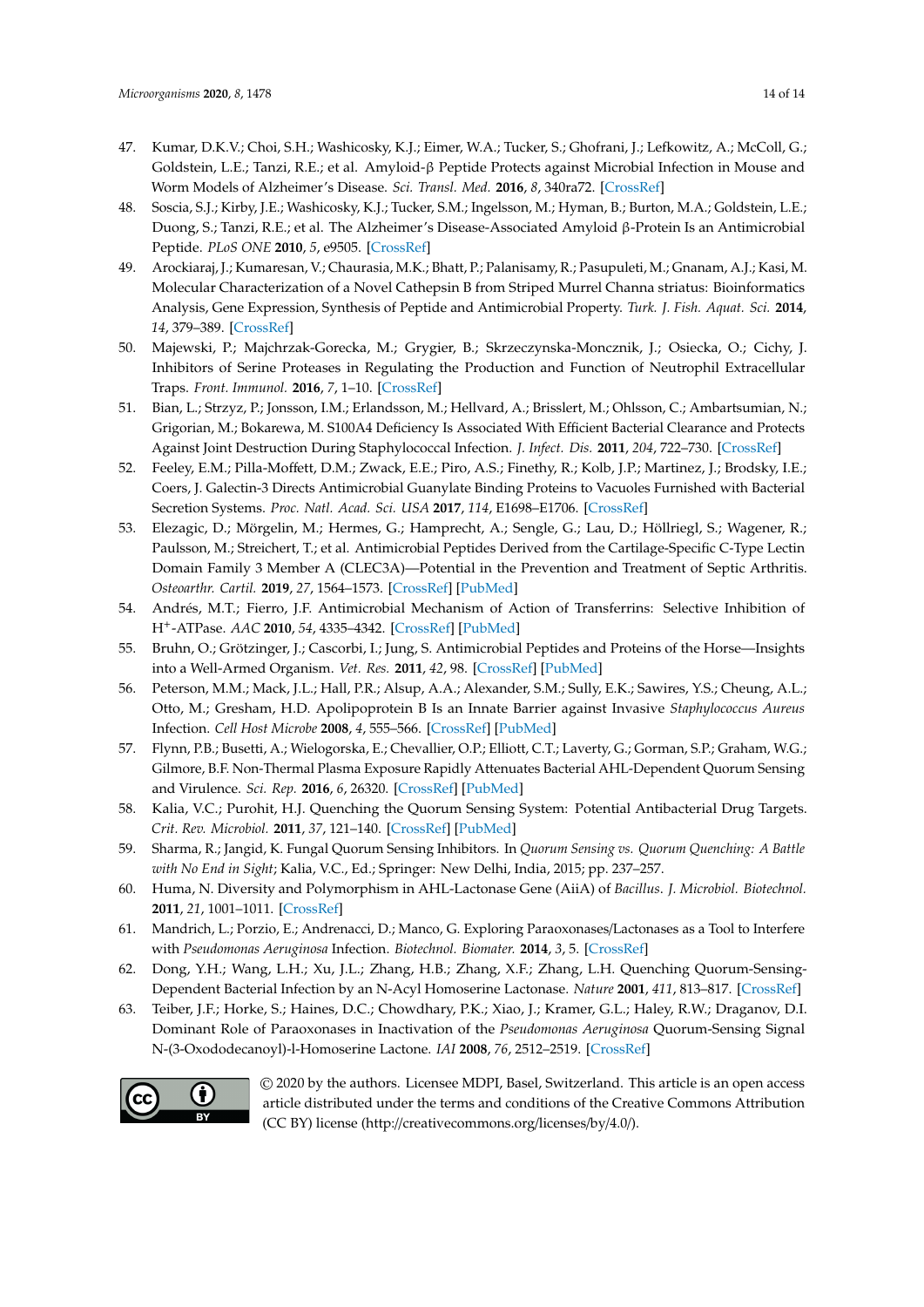47. Kumar, D.K.V.; Choi, S.H.; Washicosky, K.J.; Eimer, W.A.; Tucker, S.; Ghofrani, J.; Lefkowitz, A.; McColl, G.; Goldstein, L.E.; Tanzi, R.E.; et al. Amyloid-β Peptide Protects against Microbial Infection in Mouse and Worm Models of Alzheimer's Disease. *Sci. Transl. Med.* **2016**, *8*, 340ra72. [CrossRef]
48. Soscia, S.J.; Kirby, J.E.; Washicosky, K.J.; Tucker, S.M.; Ingelsson, M.; Hyman, B.; Burton, M.A.; Goldstein, L.E.; Duong, S.; Tanzi, R.E.; et al. The Alzheimer's Disease-Associated Amyloid β-Protein Is an Antimicrobial Peptide. *PLoS ONE* **2010**, *5*, e9505. [CrossRef]
49. Arockiaraj, J.; Kumaresan, V.; Chaurasia, M.K.; Bhatt, P.; Palanisamy, R.; Pasupuleti, M.; Gnanam, A.J.; Kasi, M. Molecular Characterization of a Novel Cathepsin B from Striped Murrel Channa striatus: Bioinformatics Analysis, Gene Expression, Synthesis of Peptide and Antimicrobial Property. *Turk. J. Fish. Aquat. Sci.* **2014**, *14*, 379–389. [CrossRef]
50. Majewski, P.; Majchrzak-Gorecka, M.; Grygier, B.; Skrzeczynska-Moncznik, J.; Osiecka, O.; Cichy, J. Inhibitors of Serine Proteases in Regulating the Production and Function of Neutrophil Extracellular Traps. *Front. Immunol.* **2016**, *7*, 1–10. [CrossRef]
51. Bian, L.; Strzyz, P.; Jonsson, I.M.; Erlandsson, M.; Hellvard, A.; Brisslert, M.; Ohlsson, C.; Ambartsumian, N.; Grigorian, M.; Bokarewa, M. S100A4 Deficiency Is Associated With Efficient Bacterial Clearance and Protects Against Joint Destruction During Staphylococcal Infection. *J. Infect. Dis.* **2011**, *204*, 722–730. [CrossRef]
52. Feeley, E.M.; Pilla-Moffett, D.M.; Zwack, E.E.; Piro, A.S.; Finethy, R.; Kolb, J.P.; Martinez, J.; Brodsky, I.E.; Coers, J. Galectin-3 Directs Antimicrobial Guanylate Binding Proteins to Vacuoles Furnished with Bacterial Secretion Systems. *Proc. Natl. Acad. Sci. USA* **2017**, *114*, E1698–E1706. [CrossRef]
53. Elezagic, D.; Mörgelin, M.; Hermes, G.; Hamprecht, A.; Sengle, G.; Lau, D.; Höllriegl, S.; Wagener, R.; Paulsson, M.; Streichert, T.; et al. Antimicrobial Peptides Derived from the Cartilage-Specific C-Type Lectin Domain Family 3 Member A (CLEC3A)—Potential in the Prevention and Treatment of Septic Arthritis. *Osteoarthr. Cartil.* **2019**, *27*, 1564–1573. [CrossRef] [PubMed]
54. Andrés, M.T.; Fierro, J.F. Antimicrobial Mechanism of Action of Transferrins: Selective Inhibition of $H^+$-ATPase. *AAC* **2010**, *54*, 4335–4342. [CrossRef] [PubMed]
55. Bruhn, O.; Grötzinger, J.; Cascorbi, I.; Jung, S. Antimicrobial Peptides and Proteins of the Horse—Insights into a Well-Armed Organism. *Vet. Res.* **2011**, *42*, 98. [CrossRef] [PubMed]
56. Peterson, M.M.; Mack, J.L.; Hall, P.R.; Alsup, A.A.; Alexander, S.M.; Sully, E.K.; Sawires, Y.S.; Cheung, A.L.; Otto, M.; Gresham, H.D. Apolipoprotein B Is an Innate Barrier against Invasive *Staphylococcus Aureus* Infection. *Cell Host Microbe* **2008**, *4*, 555–566. [CrossRef] [PubMed]
57. Flynn, P.B.; Busetti, A.; Wielogorska, E.; Chevallier, O.P.; Elliott, C.T.; Laverty, G.; Gorman, S.P.; Graham, W.G.; Gilmore, B.F. Non-Thermal Plasma Exposure Rapidly Attenuates Bacterial AHL-Dependent Quorum Sensing and Virulence. *Sci. Rep.* **2016**, *6*, 26320. [CrossRef] [PubMed]
58. Kalia, V.C.; Purohit, H.J. Quenching the Quorum Sensing System: Potential Antibacterial Drug Targets. *Crit. Rev. Microbiol.* **2011**, *37*, 121–140. [CrossRef] [PubMed]
59. Sharma, R.; Jangid, K. Fungal Quorum Sensing Inhibitors. In *Quorum Sensing vs. Quorum Quenching: A Battle with No End in Sight*; Kalia, V.C., Ed.; Springer: New Delhi, India, 2015; pp. 237–257.
60. Huma, N. Diversity and Polymorphism in AHL-Lactonase Gene (AiiA) of *Bacillus*. *J. Microbiol. Biotechnol.* **2011**, *21*, 1001–1011. [CrossRef]
61. Mandrich, L.; Porzio, E.; Andrenacci, D.; Manco, G. Exploring Paraoxonases/Lactonases as a Tool to Interfere with *Pseudomonas Aeruginosa* Infection. *Biotechnol. Biomater.* **2014**, *3*, 5. [CrossRef]
62. Dong, Y.H.; Wang, L.H.; Xu, J.L.; Zhang, H.B.; Zhang, X.F.; Zhang, L.H. Quenching Quorum-Sensing-Dependent Bacterial Infection by an N-Acyl Homoserine Lactonase. *Nature* **2001**, *411*, 813–817. [CrossRef]
63. Teiber, J.F.; Horke, S.; Haines, D.C.; Chowdhary, P.K.; Xiao, J.; Kramer, G.L.; Haley, R.W.; Draganov, D.I. Dominant Role of Paraoxonases in Inactivation of the *Pseudomonas Aeruginosa* Quorum-Sensing Signal N-(3-Oxododecanoyl)-l-Homoserine Lactone. *IAI* **2008**, *76*, 2512–2519. [CrossRef]

© 2020 by the authors. Licensee MDPI, Basel, Switzerland. This article is an open access article distributed under the terms and conditions of the Creative Commons Attribution (CC BY) license (http://creativecommons.org/licenses/by/4.0/).